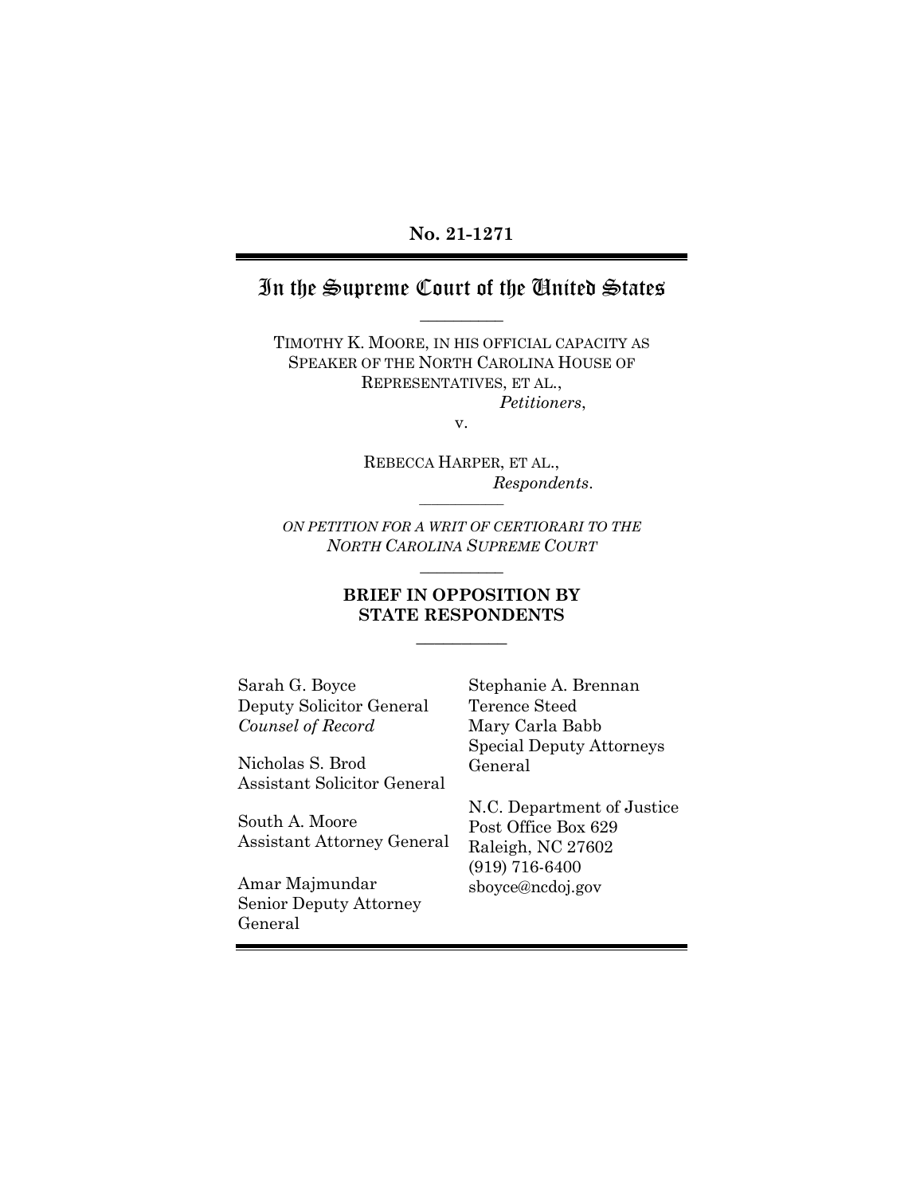**No. 21-1271**

# In the Supreme Court of the United States

TIMOTHY K. MOORE, IN HIS OFFICIAL CAPACITY AS SPEAKER OF THE NORTH CAROLINA HOUSE OF REPRESENTATIVES, ET AL.,
*Petitioners*,

v.

REBECCA HARPER, ET AL.,
*Respondents*.

*ON PETITION FOR A WRIT OF CERTIORARI TO THE NORTH CAROLINA SUPREME COURT*

**BRIEF IN OPPOSITION BY STATE RESPONDENTS**

Sarah G. Boyce
Deputy Solicitor General
*Counsel of Record*

Nicholas S. Brod
Assistant Solicitor General

South A. Moore
Assistant Attorney General

Amar Majmundar
Senior Deputy Attorney General

Stephanie A. Brennan
Terence Steed
Mary Carla Babb
Special Deputy Attorneys General

N.C. Department of Justice
Post Office Box 629
Raleigh, NC 27602
(919) 716-6400
sboyce@ncdoj.gov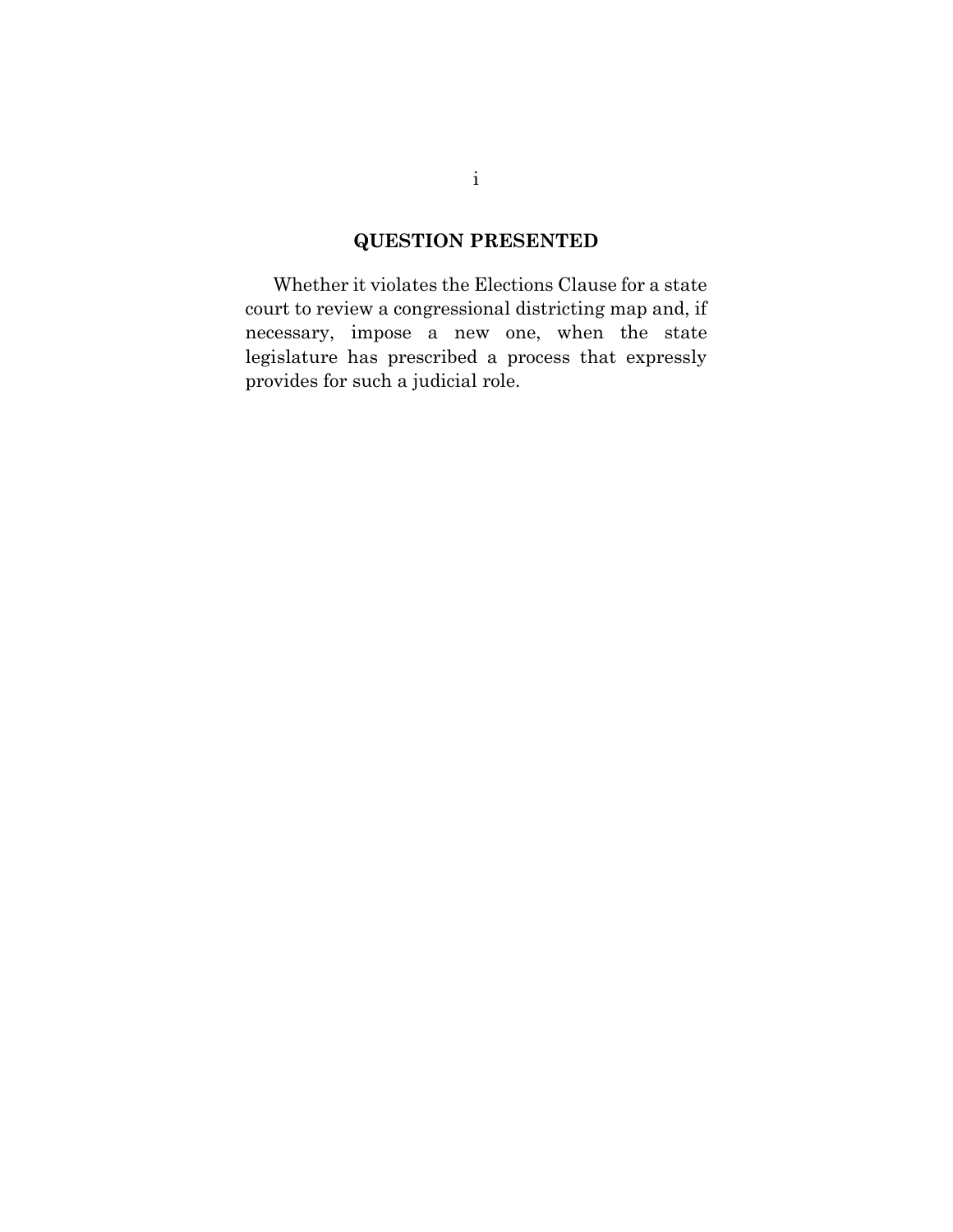## QUESTION PRESENTED

Whether it violates the Elections Clause for a state court to review a congressional districting map and, if necessary, impose a new one, when the state legislature has prescribed a process that expressly provides for such a judicial role.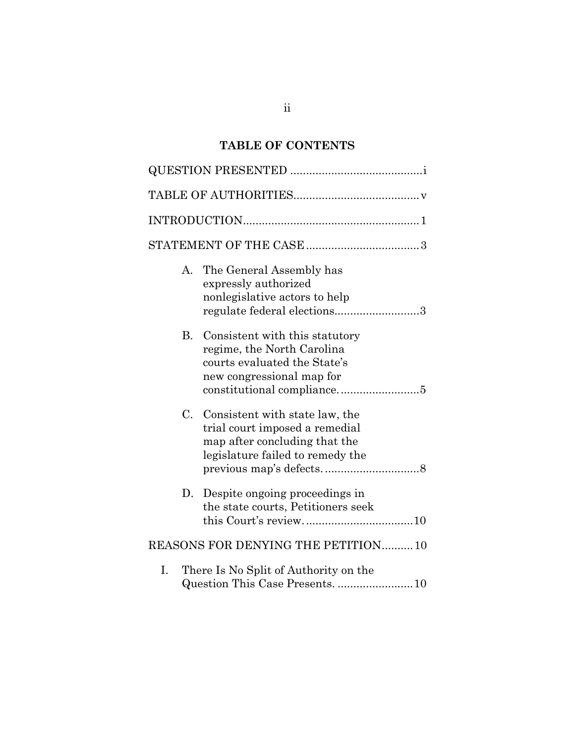## TABLE OF CONTENTS

QUESTION PRESENTED .......................................... i

TABLE OF AUTHORITIES....................................... v

INTRODUCTION....................................................... 1

STATEMENT OF THE CASE .................................... 3

- A. The General Assembly has expressly authorized nonlegislative actors to help regulate federal elections........................... 3
- B. Consistent with this statutory regime, the North Carolina courts evaluated the State's new congressional map for constitutional compliance.......................... 5
- C. Consistent with state law, the trial court imposed a remedial map after concluding that the legislature failed to remedy the previous map's defects. .............................. 8
- D. Despite ongoing proceedings in the state courts, Petitioners seek this Court's review. .................................. 10

REASONS FOR DENYING THE PETITION.......... 10

- I. There Is No Split of Authority on the Question This Case Presents. ........................ 10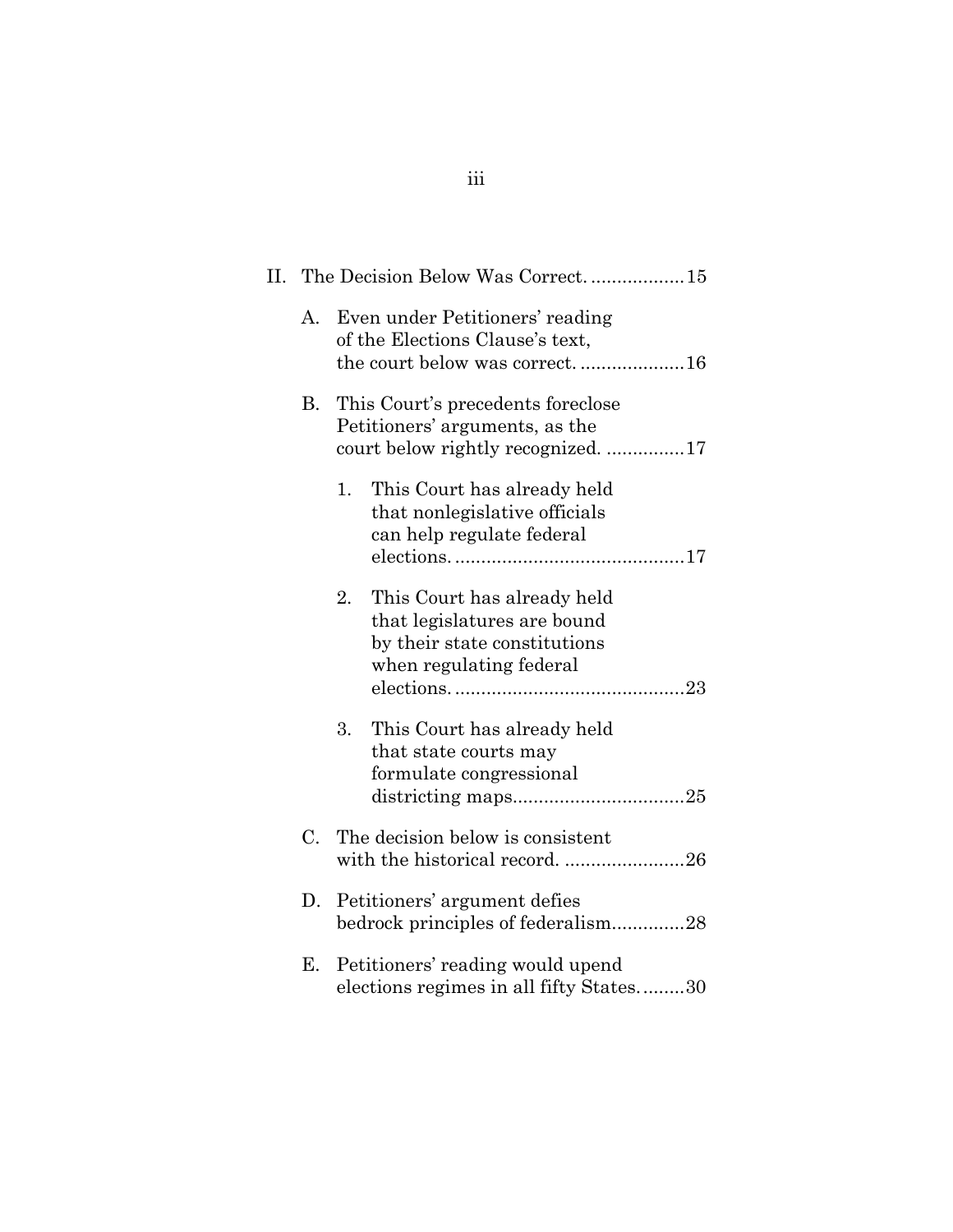II. The Decision Below Was Correct. .................. 15

A. Even under Petitioners' reading of the Elections Clause's text, the court below was correct. .................... 16

B. This Court's precedents foreclose Petitioners' arguments, as the court below rightly recognized. ............... 17

1. This Court has already held that nonlegislative officials can help regulate federal elections. ............................................ 17

2. This Court has already held that legislatures are bound by their state constitutions when regulating federal elections. ............................................ 23

3. This Court has already held that state courts may formulate congressional districting maps................................. 25

C. The decision below is consistent with the historical record. ....................... 26

D. Petitioners' argument defies bedrock principles of federalism.............. 28

E. Petitioners' reading would upend elections regimes in all fifty States......... 30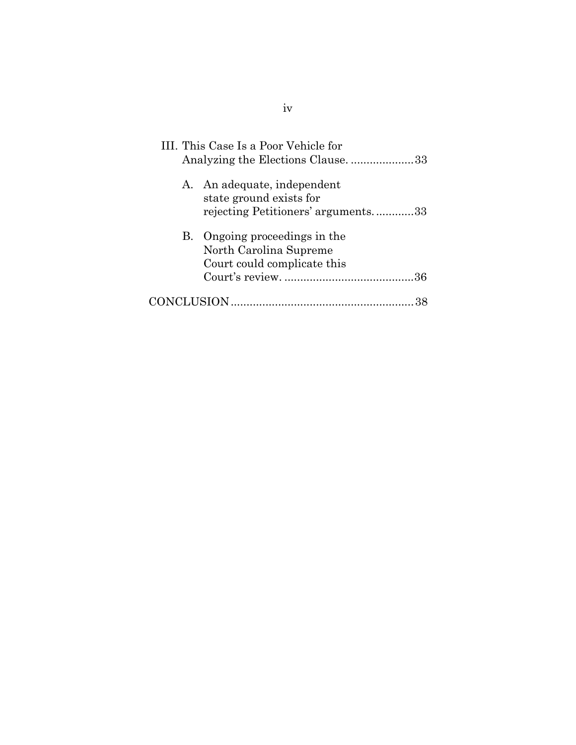III. This Case Is a Poor Vehicle for Analyzing the Elections Clause. ....................33

A. An adequate, independent state ground exists for rejecting Petitioners' arguments. ............33

B. Ongoing proceedings in the North Carolina Supreme Court could complicate this Court's review. .........................................36

CONCLUSION.........................................................38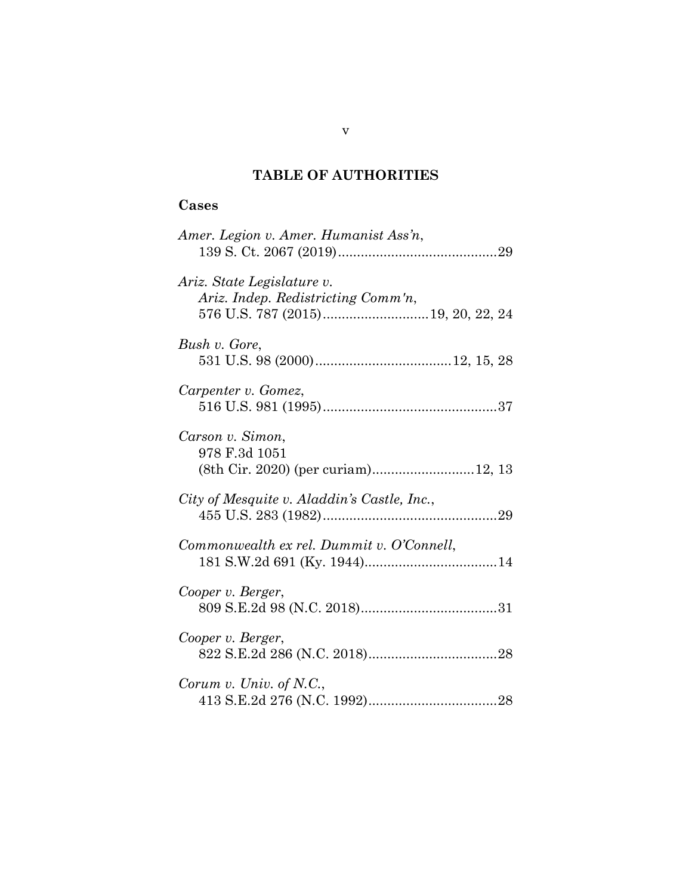# TABLE OF AUTHORITIES

## Cases

*Amer. Legion v. Amer. Humanist Ass'n*,
139 S. Ct. 2067 (2019)..........................................29

*Ariz. State Legislature v. Ariz. Indep. Redistricting Comm'n*,
576 U.S. 787 (2015)............................19, 20, 22, 24

*Bush v. Gore*,
531 U.S. 98 (2000)....................................12, 15, 28

*Carpenter v. Gomez*,
516 U.S. 981 (1995)..............................................37

*Carson v. Simon*,
978 F.3d 1051
(8th Cir. 2020) (per curiam)...........................12, 13

*City of Mesquite v. Aladdin's Castle, Inc.*,
455 U.S. 283 (1982)..............................................29

*Commonwealth ex rel. Dummit v. O'Connell*,
181 S.W.2d 691 (Ky. 1944)...................................14

*Cooper v. Berger*,
809 S.E.2d 98 (N.C. 2018)....................................31

*Cooper v. Berger*,
822 S.E.2d 286 (N.C. 2018)..................................28

*Corum v. Univ. of N.C.*,
413 S.E.2d 276 (N.C. 1992)..................................28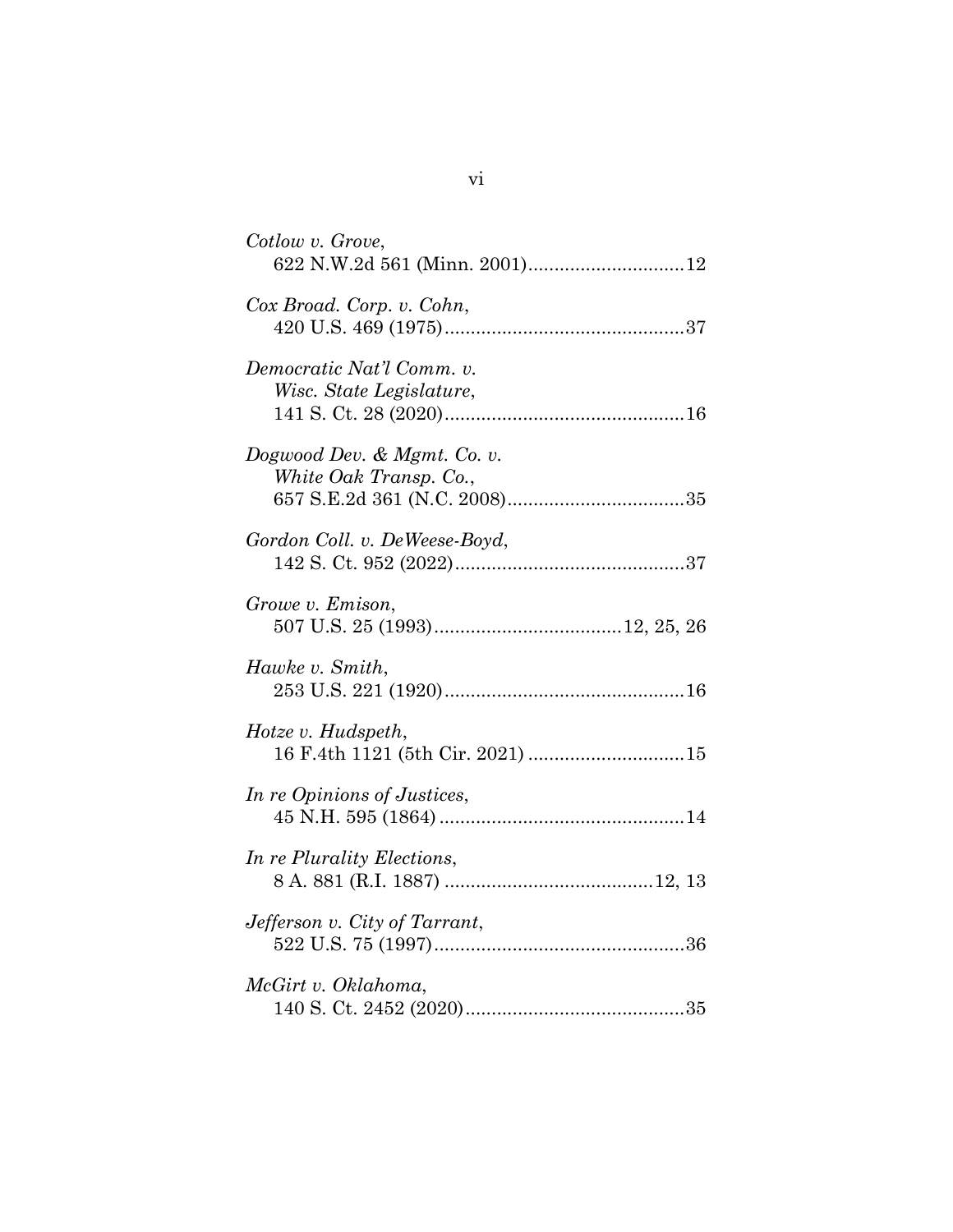*Cotlow v. Grove*,
622 N.W.2d 561 (Minn. 2001)..............................12

*Cox Broad. Corp. v. Cohn*,
420 U.S. 469 (1975)..............................................37

*Democratic Nat'l Comm. v. Wisc. State Legislature*,
141 S. Ct. 28 (2020)..............................................16

*Dogwood Dev. & Mgmt. Co. v. White Oak Transp. Co.*,
657 S.E.2d 361 (N.C. 2008)..................................35

*Gordon Coll. v. DeWeese-Boyd*,
142 S. Ct. 952 (2022)............................................37

*Growe v. Emison*,
507 U.S. 25 (1993)....................................12, 25, 26

*Hawke v. Smith*,
253 U.S. 221 (1920)..............................................16

*Hotze v. Hudspeth*,
16 F.4th 1121 (5th Cir. 2021) ..............................15

*In re Opinions of Justices*,
45 N.H. 595 (1864)...............................................14

*In re Plurality Elections*,
8 A. 881 (R.I. 1887) ........................................12, 13

*Jefferson v. City of Tarrant*,
522 U.S. 75 (1997)................................................36

*McGirt v. Oklahoma*,
140 S. Ct. 2452 (2020)..........................................35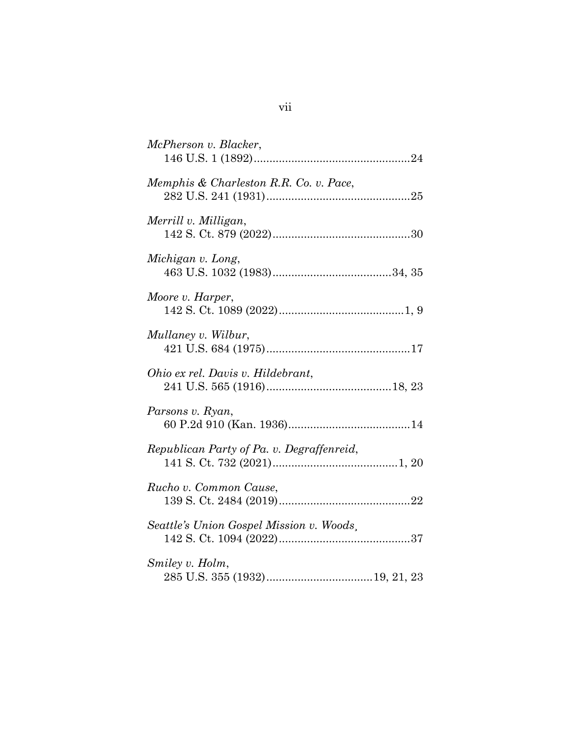*McPherson v. Blacker*,
146 U.S. 1 (1892)..................................................24

*Memphis & Charleston R.R. Co. v. Pace*,
282 U.S. 241 (1931)..............................................25

*Merrill v. Milligan*,
142 S. Ct. 879 (2022)............................................30

*Michigan v. Long*,
463 U.S. 1032 (1983)......................................34, 35

*Moore v. Harper*,
142 S. Ct. 1089 (2022)........................................1, 9

*Mullaney v. Wilbur*,
421 U.S. 684 (1975)..............................................17

*Ohio ex rel. Davis v. Hildebrant*,
241 U.S. 565 (1916)........................................18, 23

*Parsons v. Ryan*,
60 P.2d 910 (Kan. 1936).......................................14

*Republican Party of Pa. v. Degraffenreid*,
141 S. Ct. 732 (2021)........................................1, 20

*Rucho v. Common Cause*,
139 S. Ct. 2484 (2019)..........................................22

*Seattle's Union Gospel Mission v. Woods*,
142 S. Ct. 1094 (2022)..........................................37

*Smiley v. Holm*,
285 U.S. 355 (1932)..................................19, 21, 23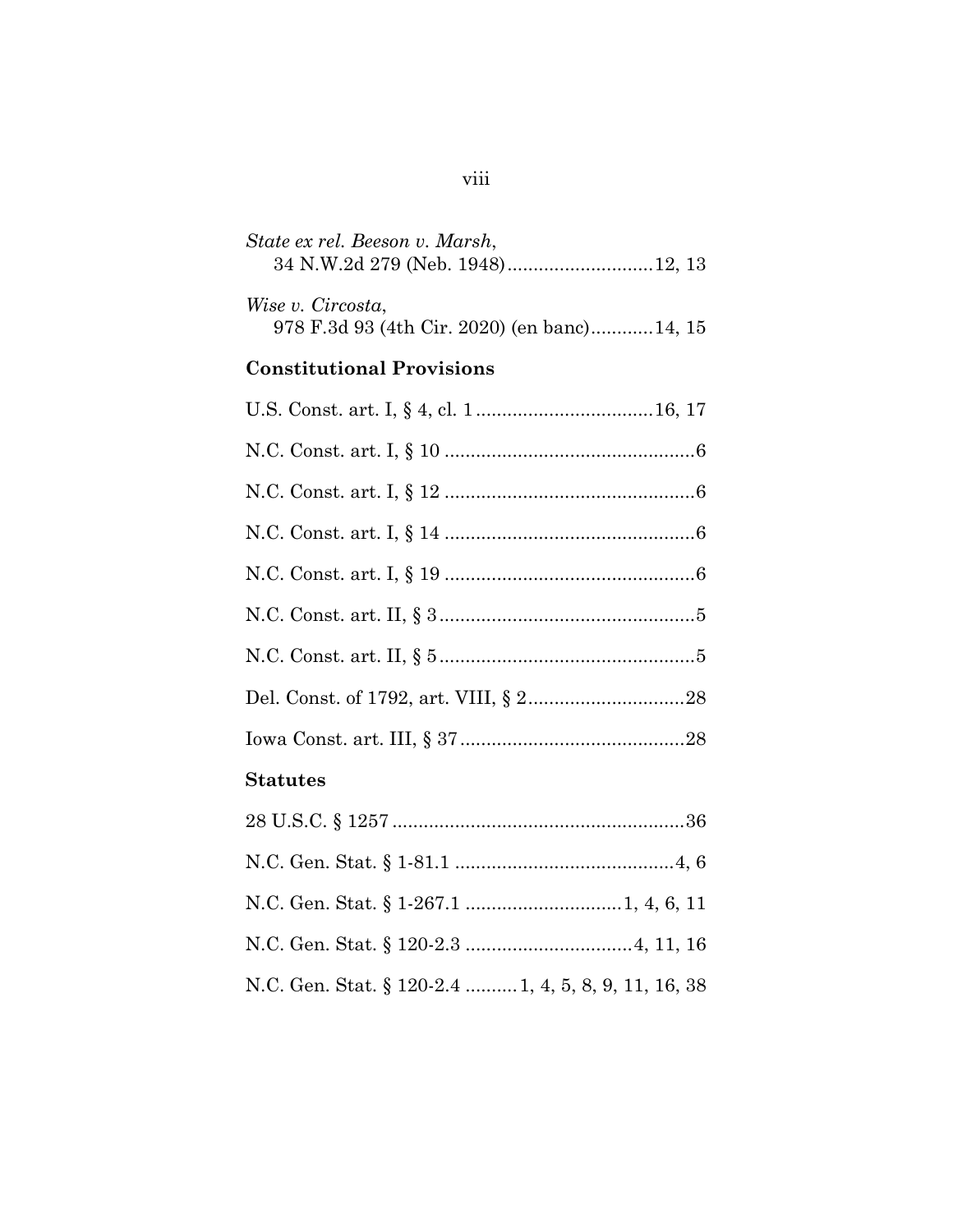*State ex rel. Beeson v. Marsh*,
34 N.W.2d 279 (Neb. 1948)............................12, 13

*Wise v. Circosta*,
978 F.3d 93 (4th Cir. 2020) (en banc)............14, 15

**Constitutional Provisions**

U.S. Const. art. I, § 4, cl. 1..................................16, 17

N.C. Const. art. I, § 10 ................................................6

N.C. Const. art. I, § 12 ................................................6

N.C. Const. art. I, § 14 ................................................6

N.C. Const. art. I, § 19 ................................................6

N.C. Const. art. II, § 3.................................................5

N.C. Const. art. II, § 5.................................................5

Del. Const. of 1792, art. VIII, § 2..............................28

Iowa Const. art. III, § 37...........................................28

**Statutes**

28 U.S.C. § 1257 ........................................................36

N.C. Gen. Stat. § 1-81.1 ..........................................4, 6

N.C. Gen. Stat. § 1-267.1 ..............................1, 4, 6, 11

N.C. Gen. Stat. § 120-2.3 ................................4, 11, 16

N.C. Gen. Stat. § 120-2.4 ..........1, 4, 5, 8, 9, 11, 16, 38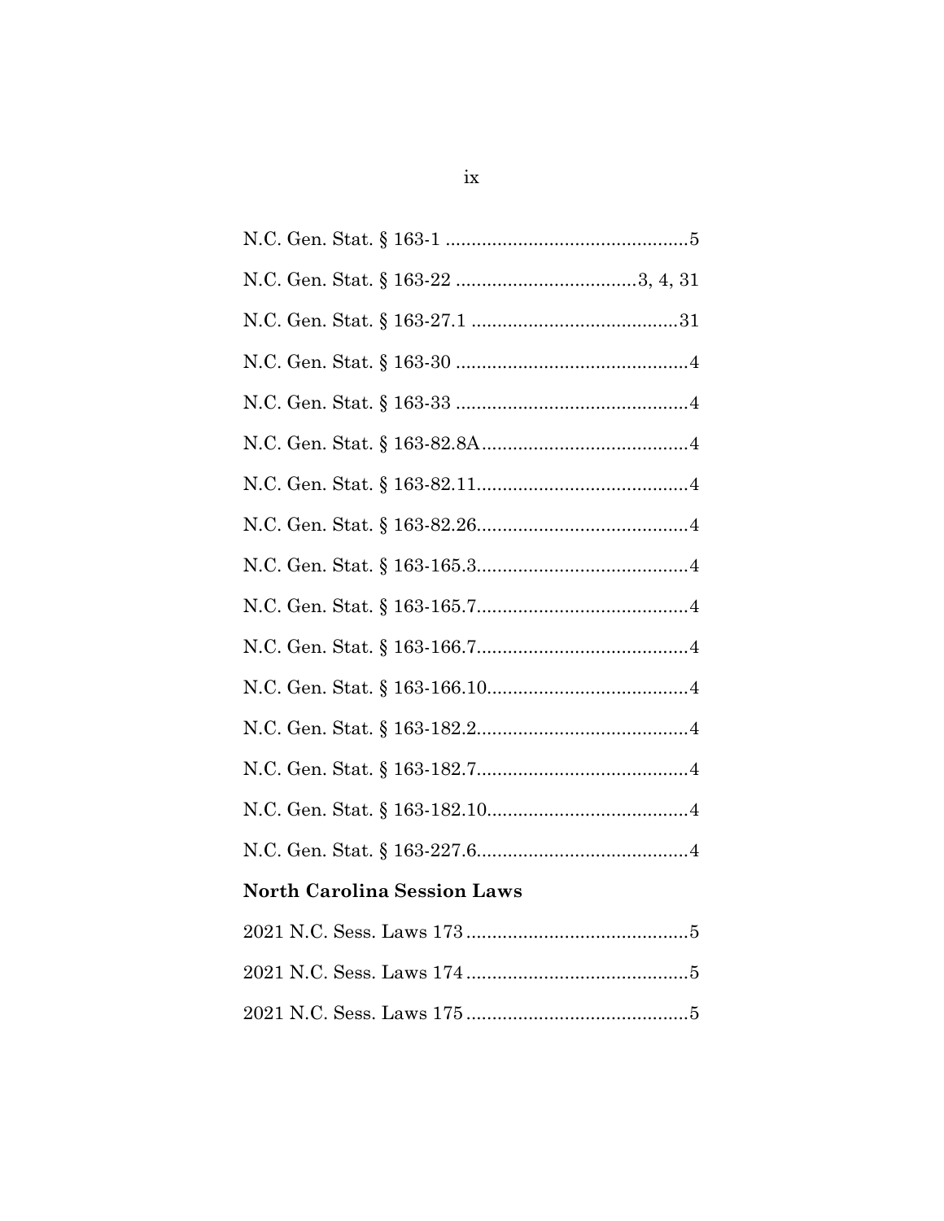N.C. Gen. Stat. § 163-1 ..............................................5

N.C. Gen. Stat. § 163-22 ..................................3, 4, 31

N.C. Gen. Stat. § 163-27.1 .......................................31

N.C. Gen. Stat. § 163-30 ............................................4

N.C. Gen. Stat. § 163-33 ............................................4

N.C. Gen. Stat. § 163-82.8A.......................................4

N.C. Gen. Stat. § 163-82.11........................................4

N.C. Gen. Stat. § 163-82.26........................................4

N.C. Gen. Stat. § 163-165.3........................................4

N.C. Gen. Stat. § 163-165.7........................................4

N.C. Gen. Stat. § 163-166.7........................................4

N.C. Gen. Stat. § 163-166.10......................................4

N.C. Gen. Stat. § 163-182.2........................................4

N.C. Gen. Stat. § 163-182.7........................................4

N.C. Gen. Stat. § 163-182.10......................................4

N.C. Gen. Stat. § 163-227.6........................................4

**North Carolina Session Laws**

2021 N.C. Sess. Laws 173 ..........................................5

2021 N.C. Sess. Laws 174 ..........................................5

2021 N.C. Sess. Laws 175 ..........................................5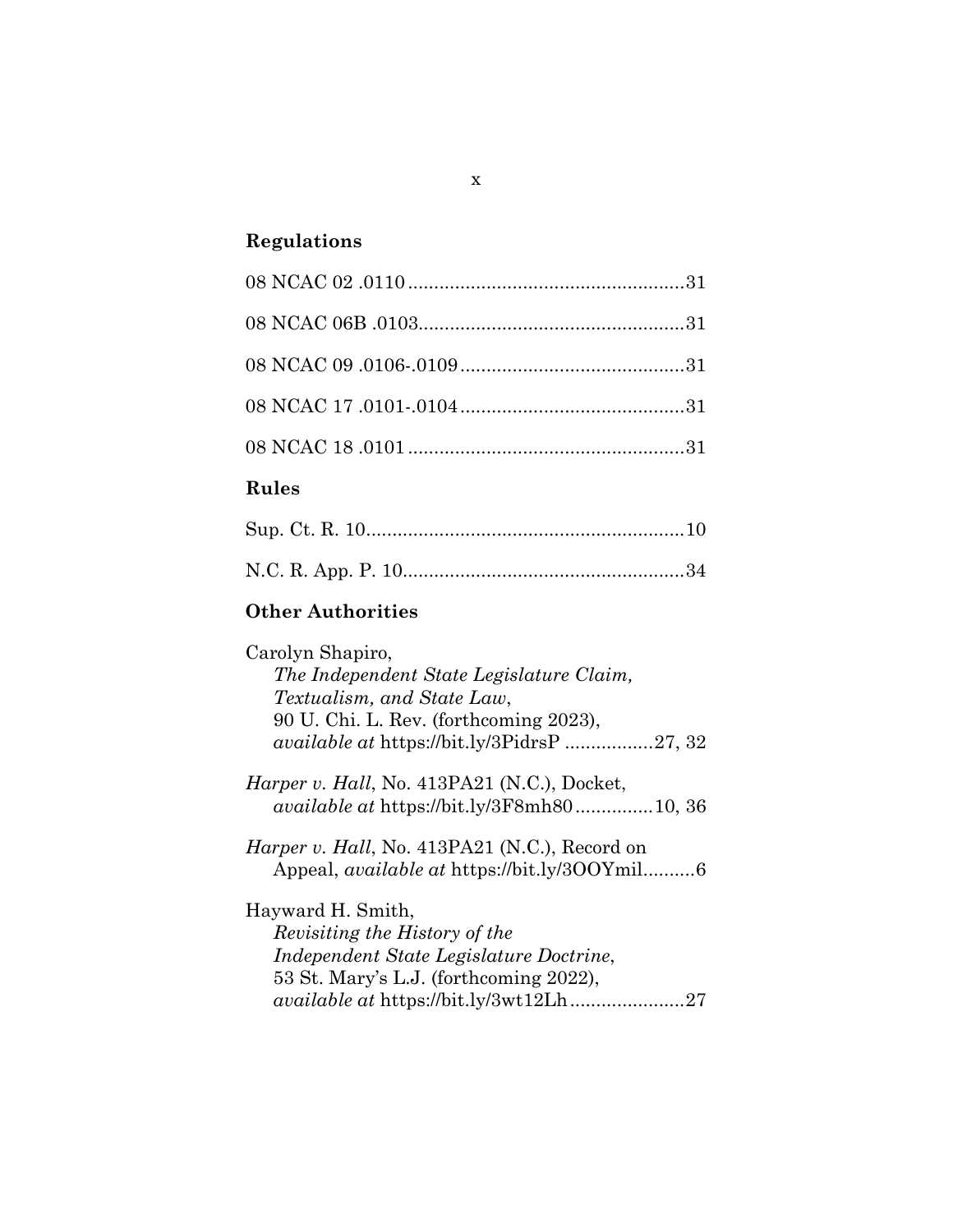## Regulations

08 NCAC 02 .0110 ....................................................31

08 NCAC 06B .0103..................................................31

08 NCAC 09 .0106-.0109..........................................31

08 NCAC 17 .0101-.0104..........................................31

08 NCAC 18 .0101 ....................................................31

## Rules

Sup. Ct. R. 10............................................................10

N.C. R. App. P. 10.....................................................34

## Other Authorities

Carolyn Shapiro,
*The Independent State Legislature Claim, Textualism, and State Law*,
90 U. Chi. L. Rev. (forthcoming 2023),
*available at* https://bit.ly/3PidrsP .................27, 32

*Harper v. Hall*, No. 413PA21 (N.C.), Docket,
*available at* https://bit.ly/3F8mh80...............10, 36

*Harper v. Hall*, No. 413PA21 (N.C.), Record on Appeal, *available at* https://bit.ly/3OOYmil..........6

Hayward H. Smith,
*Revisiting the History of the Independent State Legislature Doctrine*,
53 St. Mary's L.J. (forthcoming 2022),
*available at* https://bit.ly/3wt12Lh......................27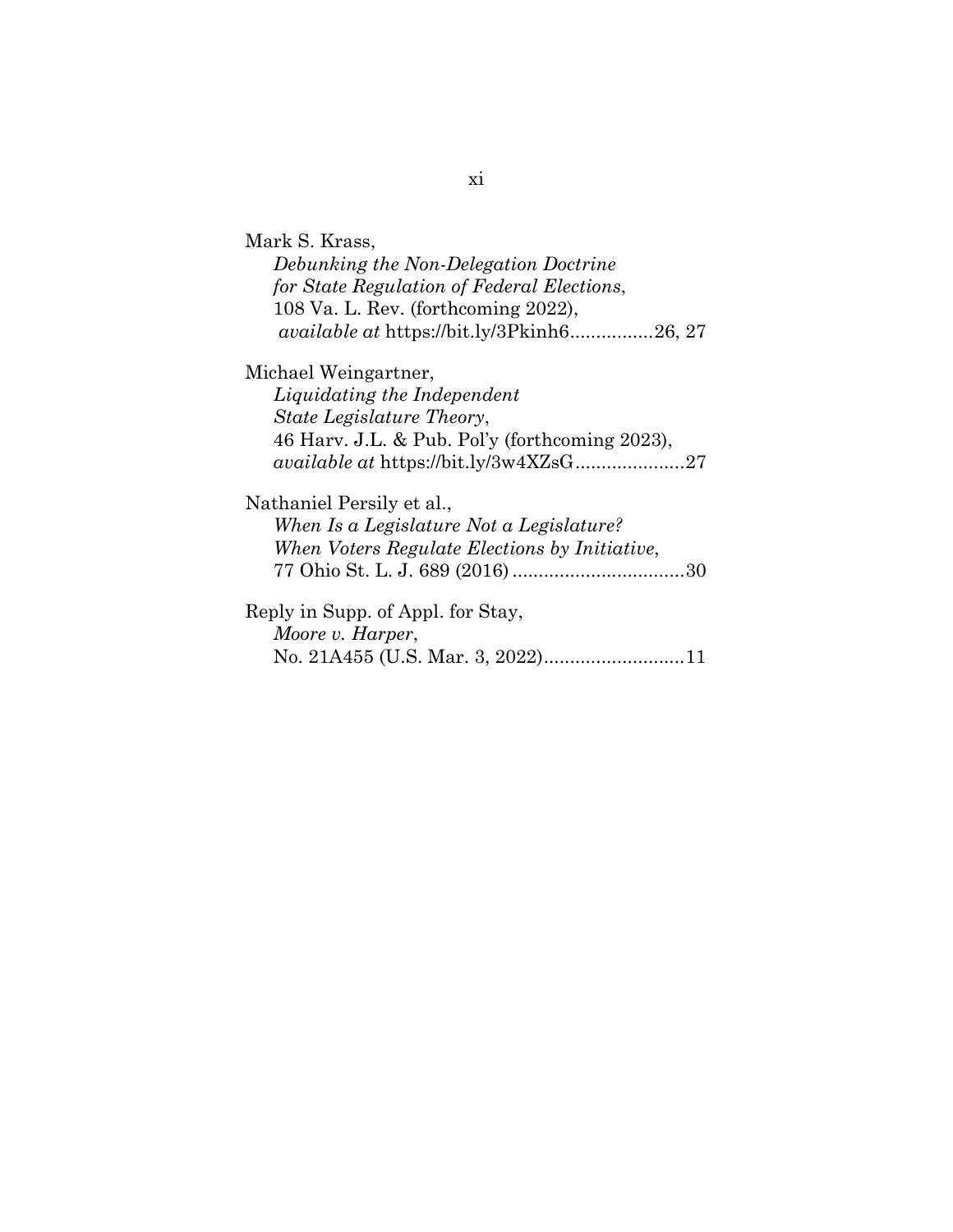Mark S. Krass,
*Debunking the Non-Delegation Doctrine for State Regulation of Federal Elections*,
108 Va. L. Rev. (forthcoming 2022),
*available at* https://bit.ly/3Pkinh6................26, 27

Michael Weingartner,
*Liquidating the Independent State Legislature Theory*,
46 Harv. J.L. & Pub. Pol'y (forthcoming 2023),
*available at* https://bit.ly/3w4XZsG.....................27

Nathaniel Persily et al.,
*When Is a Legislature Not a Legislature? When Voters Regulate Elections by Initiative*,
77 Ohio St. L. J. 689 (2016) .................................30

Reply in Supp. of Appl. for Stay,
*Moore v. Harper*,
No. 21A455 (U.S. Mar. 3, 2022)...........................11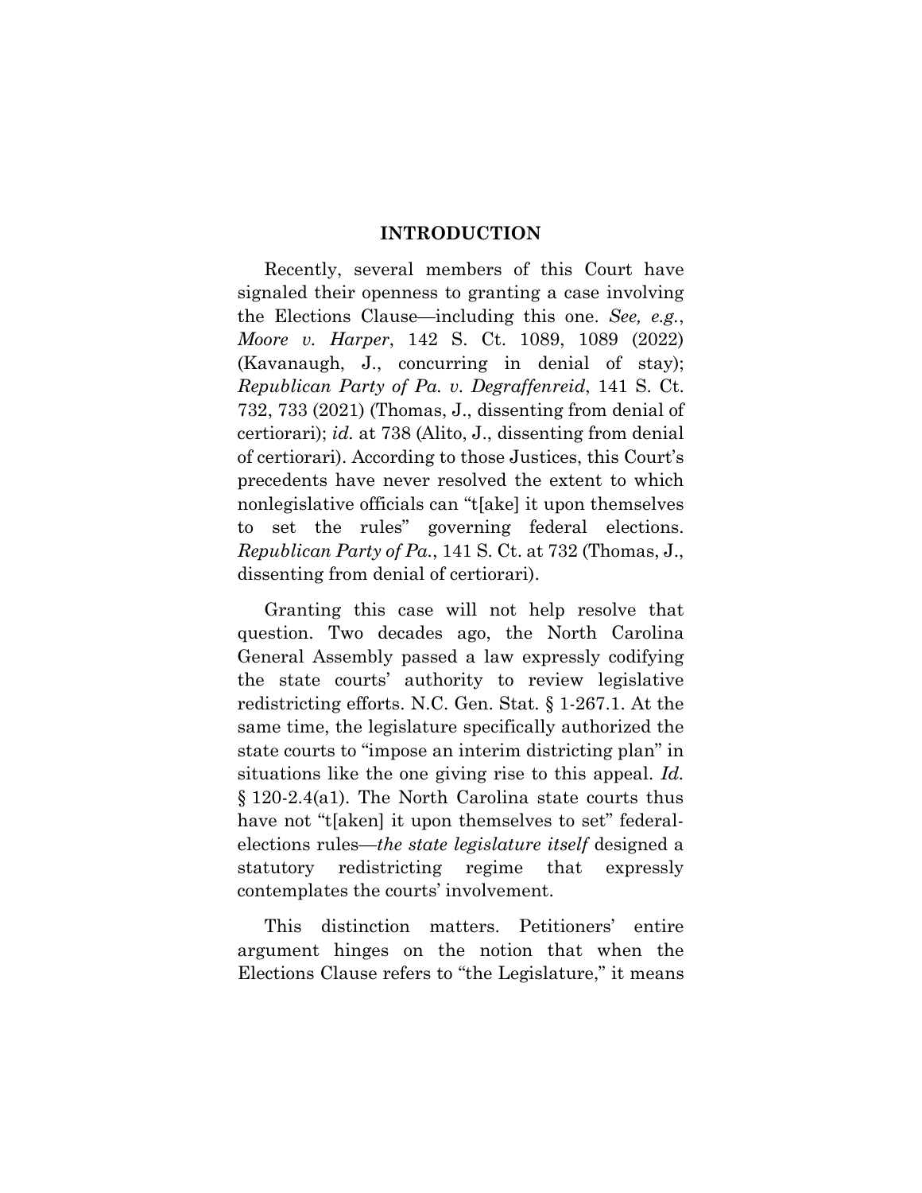## INTRODUCTION

Recently, several members of this Court have signaled their openness to granting a case involving the Elections Clause—including this one. *See, e.g.*, *Moore v. Harper*, 142 S. Ct. 1089, 1089 (2022) (Kavanaugh, J., concurring in denial of stay); *Republican Party of Pa. v. Degraffenreid*, 141 S. Ct. 732, 733 (2021) (Thomas, J., dissenting from denial of certiorari); *id.* at 738 (Alito, J., dissenting from denial of certiorari). According to those Justices, this Court's precedents have never resolved the extent to which nonlegislative officials can "t[ake] it upon themselves to set the rules" governing federal elections. *Republican Party of Pa.*, 141 S. Ct. at 732 (Thomas, J., dissenting from denial of certiorari).

Granting this case will not help resolve that question. Two decades ago, the North Carolina General Assembly passed a law expressly codifying the state courts' authority to review legislative redistricting efforts. N.C. Gen. Stat. § 1-267.1. At the same time, the legislature specifically authorized the state courts to "impose an interim districting plan" in situations like the one giving rise to this appeal. *Id.* § 120-2.4(a1). The North Carolina state courts thus have not "t[aken] it upon themselves to set" federal-elections rules—*the state legislature itself* designed a statutory redistricting regime that expressly contemplates the courts' involvement.

This distinction matters. Petitioners' entire argument hinges on the notion that when the Elections Clause refers to "the Legislature," it means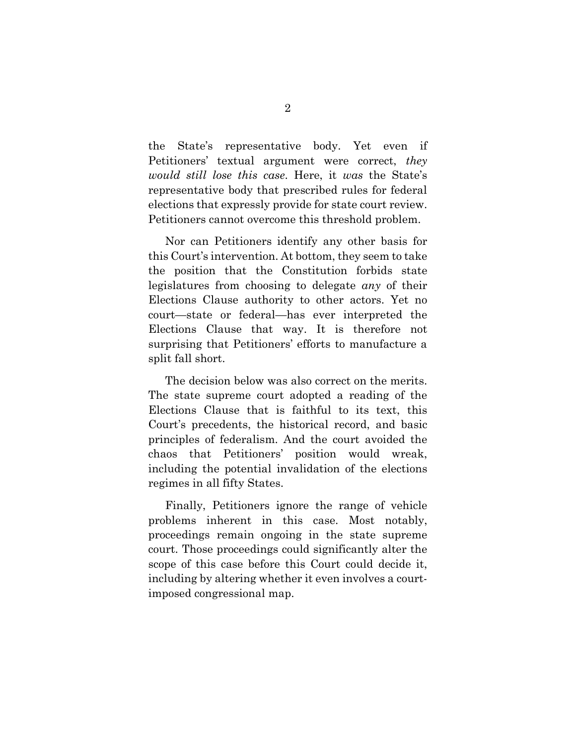the State's representative body. Yet even if Petitioners' textual argument were correct, *they would still lose this case*. Here, it *was* the State's representative body that prescribed rules for federal elections that expressly provide for state court review. Petitioners cannot overcome this threshold problem.

Nor can Petitioners identify any other basis for this Court's intervention. At bottom, they seem to take the position that the Constitution forbids state legislatures from choosing to delegate *any* of their Elections Clause authority to other actors. Yet no court—state or federal—has ever interpreted the Elections Clause that way. It is therefore not surprising that Petitioners' efforts to manufacture a split fall short.

The decision below was also correct on the merits. The state supreme court adopted a reading of the Elections Clause that is faithful to its text, this Court's precedents, the historical record, and basic principles of federalism. And the court avoided the chaos that Petitioners' position would wreak, including the potential invalidation of the elections regimes in all fifty States.

Finally, Petitioners ignore the range of vehicle problems inherent in this case. Most notably, proceedings remain ongoing in the state supreme court. Those proceedings could significantly alter the scope of this case before this Court could decide it, including by altering whether it even involves a court-imposed congressional map.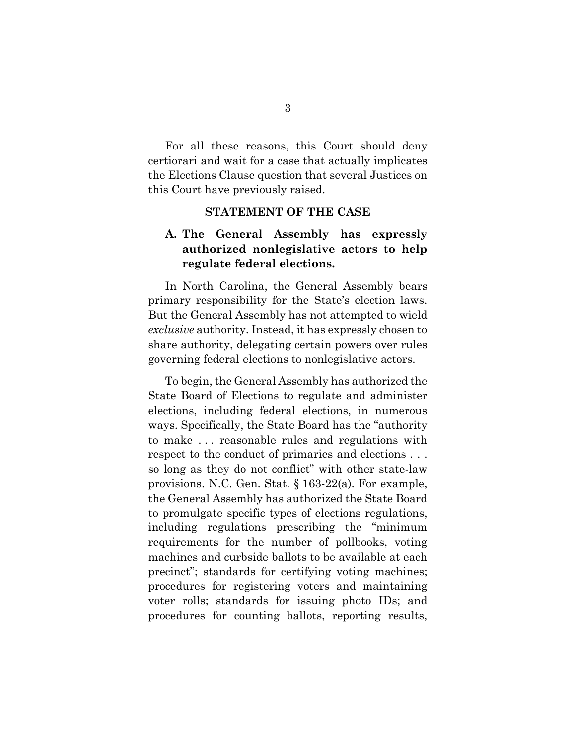For all these reasons, this Court should deny certiorari and wait for a case that actually implicates the Elections Clause question that several Justices on this Court have previously raised.

## STATEMENT OF THE CASE

### A. The General Assembly has expressly authorized nonlegislative actors to help regulate federal elections.

In North Carolina, the General Assembly bears primary responsibility for the State's election laws. But the General Assembly has not attempted to wield *exclusive* authority. Instead, it has expressly chosen to share authority, delegating certain powers over rules governing federal elections to nonlegislative actors.

To begin, the General Assembly has authorized the State Board of Elections to regulate and administer elections, including federal elections, in numerous ways. Specifically, the State Board has the "authority to make . . . reasonable rules and regulations with respect to the conduct of primaries and elections . . . so long as they do not conflict" with other state-law provisions. N.C. Gen. Stat. § 163-22(a). For example, the General Assembly has authorized the State Board to promulgate specific types of elections regulations, including regulations prescribing the "minimum requirements for the number of pollbooks, voting machines and curbside ballots to be available at each precinct"; standards for certifying voting machines; procedures for registering voters and maintaining voter rolls; standards for issuing photo IDs; and procedures for counting ballots, reporting results,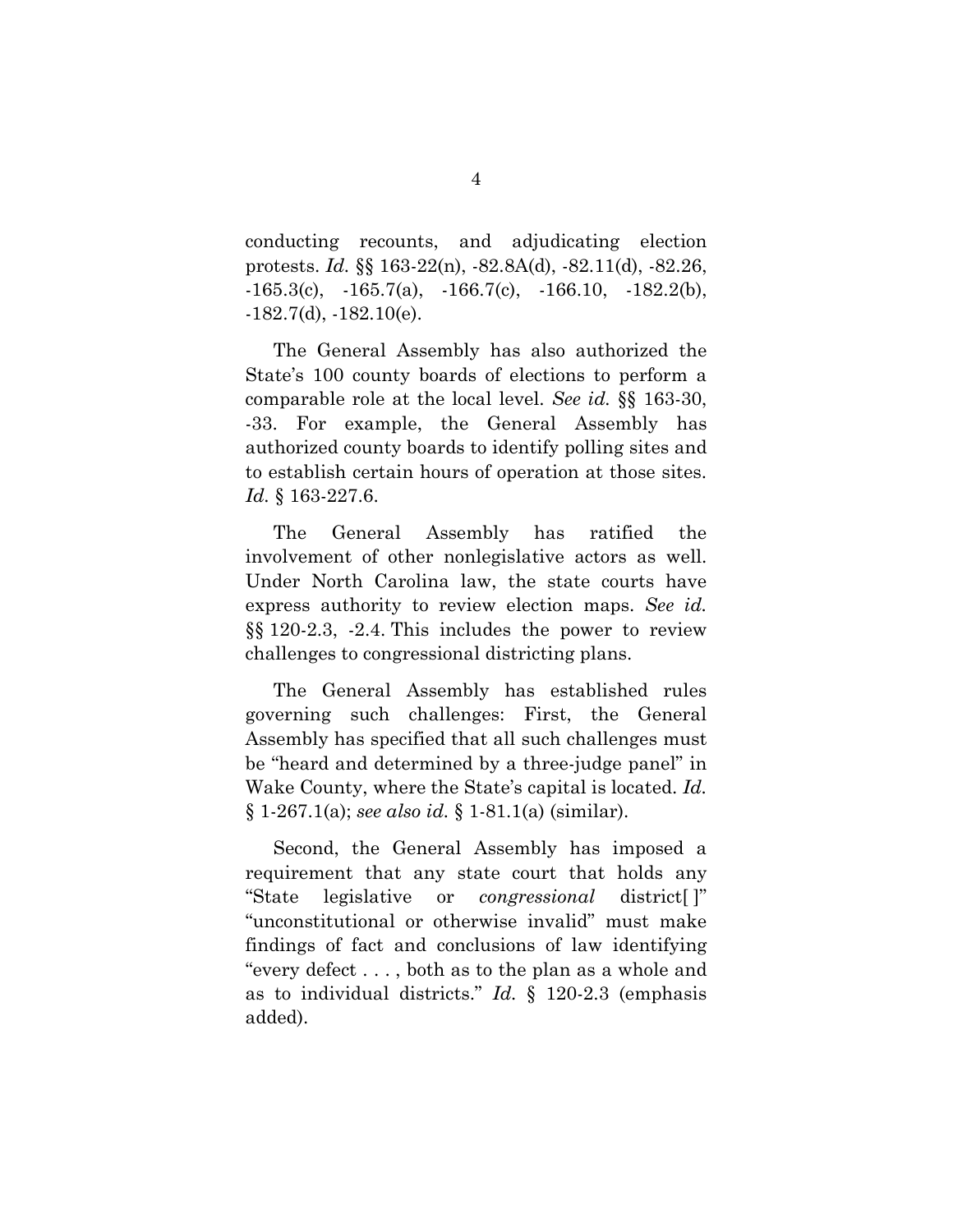conducting recounts, and adjudicating election protests. *Id.* §§ 163-22(n), -82.8A(d), -82.11(d), -82.26, -165.3(c), -165.7(a), -166.7(c), -166.10, -182.2(b), -182.7(d), -182.10(e).

The General Assembly has also authorized the State's 100 county boards of elections to perform a comparable role at the local level. *See id.* §§ 163-30, -33. For example, the General Assembly has authorized county boards to identify polling sites and to establish certain hours of operation at those sites. *Id.* § 163-227.6.

The General Assembly has ratified the involvement of other nonlegislative actors as well. Under North Carolina law, the state courts have express authority to review election maps. *See id.* §§ 120-2.3, -2.4. This includes the power to review challenges to congressional districting plans.

The General Assembly has established rules governing such challenges: First, the General Assembly has specified that all such challenges must be "heard and determined by a three-judge panel" in Wake County, where the State's capital is located. *Id.* § 1-267.1(a); *see also id.* § 1-81.1(a) (similar).

Second, the General Assembly has imposed a requirement that any state court that holds any "State legislative or *congressional* district[ ]" "unconstitutional or otherwise invalid" must make findings of fact and conclusions of law identifying "every defect . . . , both as to the plan as a whole and as to individual districts." *Id.* § 120-2.3 (emphasis added).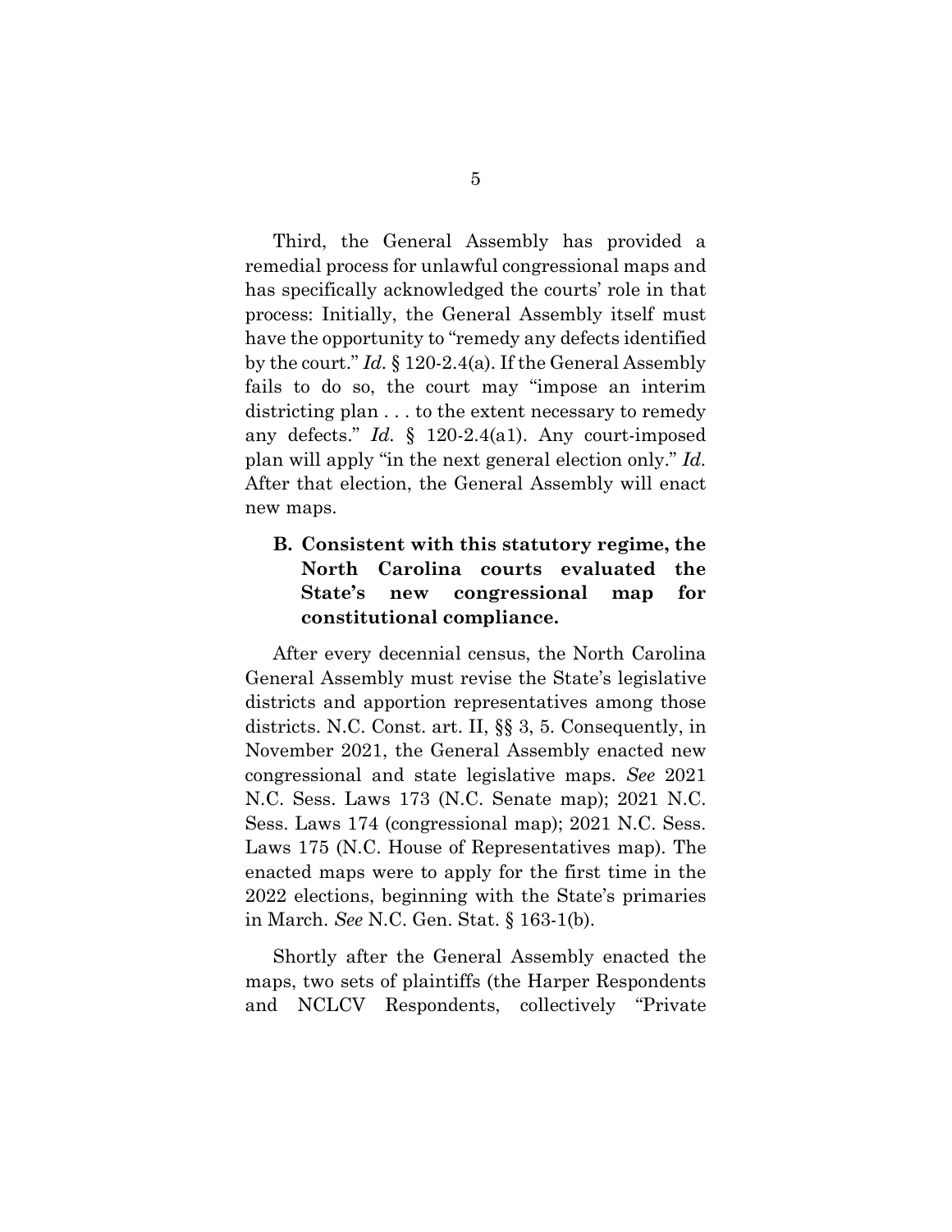Third, the General Assembly has provided a remedial process for unlawful congressional maps and has specifically acknowledged the courts' role in that process: Initially, the General Assembly itself must have the opportunity to "remedy any defects identified by the court." *Id.* § 120-2.4(a). If the General Assembly fails to do so, the court may "impose an interim districting plan . . . to the extent necessary to remedy any defects." *Id.* § 120-2.4(a1). Any court-imposed plan will apply "in the next general election only." *Id.* After that election, the General Assembly will enact new maps.

### B. Consistent with this statutory regime, the North Carolina courts evaluated the State's new congressional map for constitutional compliance.

After every decennial census, the North Carolina General Assembly must revise the State's legislative districts and apportion representatives among those districts. N.C. Const. art. II, §§ 3, 5. Consequently, in November 2021, the General Assembly enacted new congressional and state legislative maps. *See* 2021 N.C. Sess. Laws 173 (N.C. Senate map); 2021 N.C. Sess. Laws 174 (congressional map); 2021 N.C. Sess. Laws 175 (N.C. House of Representatives map). The enacted maps were to apply for the first time in the 2022 elections, beginning with the State's primaries in March. *See* N.C. Gen. Stat. § 163-1(b).

Shortly after the General Assembly enacted the maps, two sets of plaintiffs (the Harper Respondents and NCLCV Respondents, collectively "Private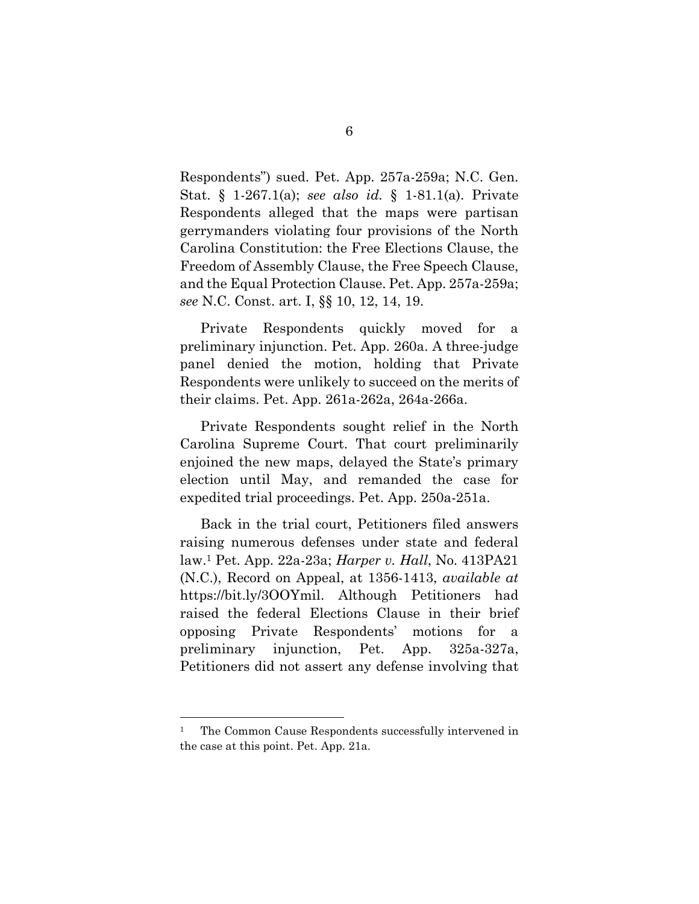Respondents") sued. Pet. App. 257a-259a; N.C. Gen. Stat. § 1-267.1(a); *see also id.* § 1-81.1(a). Private Respondents alleged that the maps were partisan gerrymanders violating four provisions of the North Carolina Constitution: the Free Elections Clause, the Freedom of Assembly Clause, the Free Speech Clause, and the Equal Protection Clause. Pet. App. 257a-259a; *see* N.C. Const. art. I, §§ 10, 12, 14, 19.

Private Respondents quickly moved for a preliminary injunction. Pet. App. 260a. A three-judge panel denied the motion, holding that Private Respondents were unlikely to succeed on the merits of their claims. Pet. App. 261a-262a, 264a-266a.

Private Respondents sought relief in the North Carolina Supreme Court. That court preliminarily enjoined the new maps, delayed the State's primary election until May, and remanded the case for expedited trial proceedings. Pet. App. 250a-251a.

Back in the trial court, Petitioners filed answers raising numerous defenses under state and federal law.[1] Pet. App. 22a-23a; *Harper v. Hall*, No. 413PA21 (N.C.), Record on Appeal, at 1356-1413, *available at* https://bit.ly/3OOYmil. Although Petitioners had raised the federal Elections Clause in their brief opposing Private Respondents' motions for a preliminary injunction, Pet. App. 325a-327a, Petitioners did not assert any defense involving that

[1] The Common Cause Respondents successfully intervened in the case at this point. Pet. App. 21a.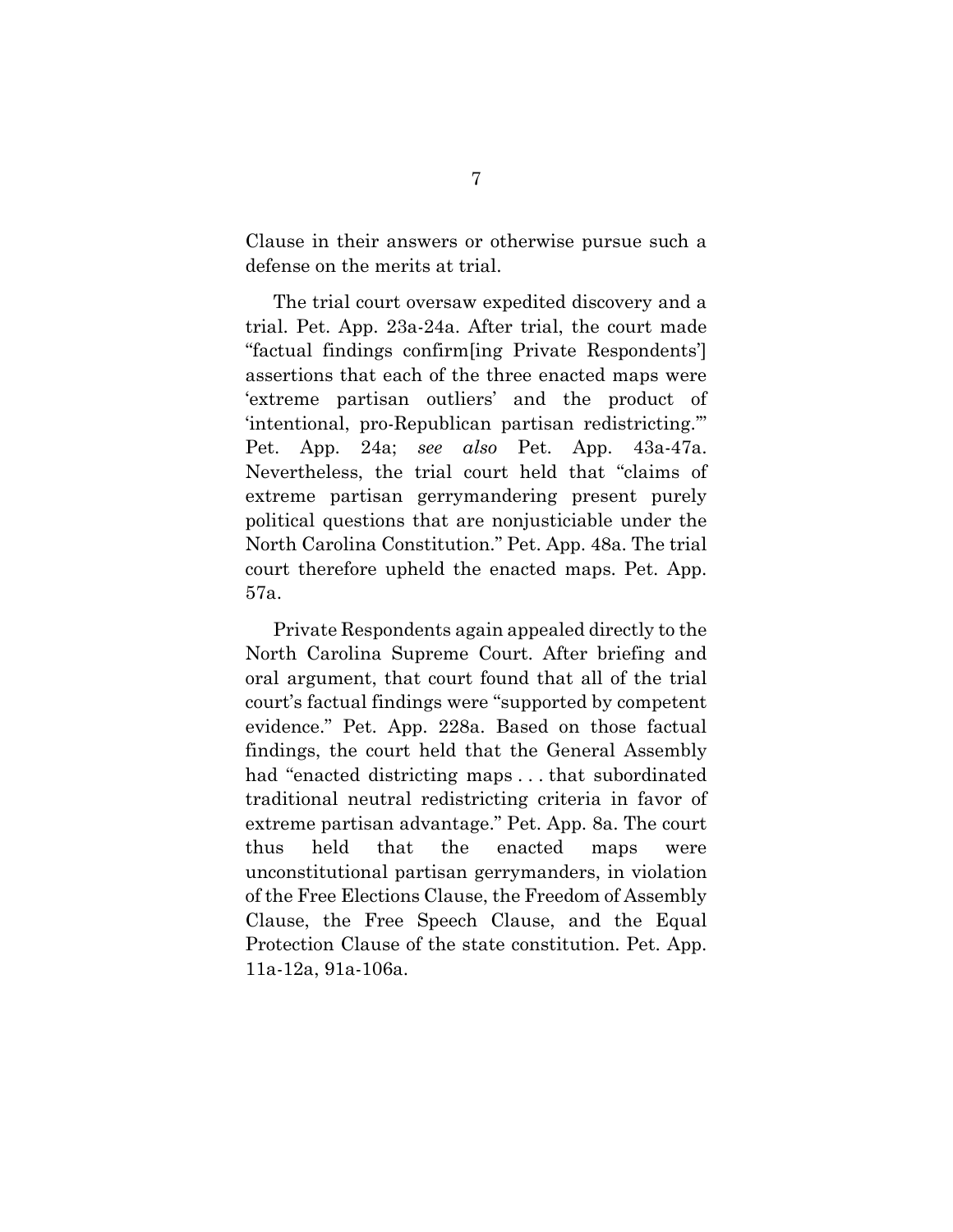Clause in their answers or otherwise pursue such a defense on the merits at trial.

The trial court oversaw expedited discovery and a trial. Pet. App. 23a-24a. After trial, the court made "factual findings confirm[ing Private Respondents'] assertions that each of the three enacted maps were 'extreme partisan outliers' and the product of 'intentional, pro-Republican partisan redistricting.'" Pet. App. 24a; *see also* Pet. App. 43a-47a. Nevertheless, the trial court held that "claims of extreme partisan gerrymandering present purely political questions that are nonjusticiable under the North Carolina Constitution." Pet. App. 48a. The trial court therefore upheld the enacted maps. Pet. App. 57a.

Private Respondents again appealed directly to the North Carolina Supreme Court. After briefing and oral argument, that court found that all of the trial court's factual findings were "supported by competent evidence." Pet. App. 228a. Based on those factual findings, the court held that the General Assembly had "enacted districting maps . . . that subordinated traditional neutral redistricting criteria in favor of extreme partisan advantage." Pet. App. 8a. The court thus held that the enacted maps were unconstitutional partisan gerrymanders, in violation of the Free Elections Clause, the Freedom of Assembly Clause, the Free Speech Clause, and the Equal Protection Clause of the state constitution. Pet. App. 11a-12a, 91a-106a.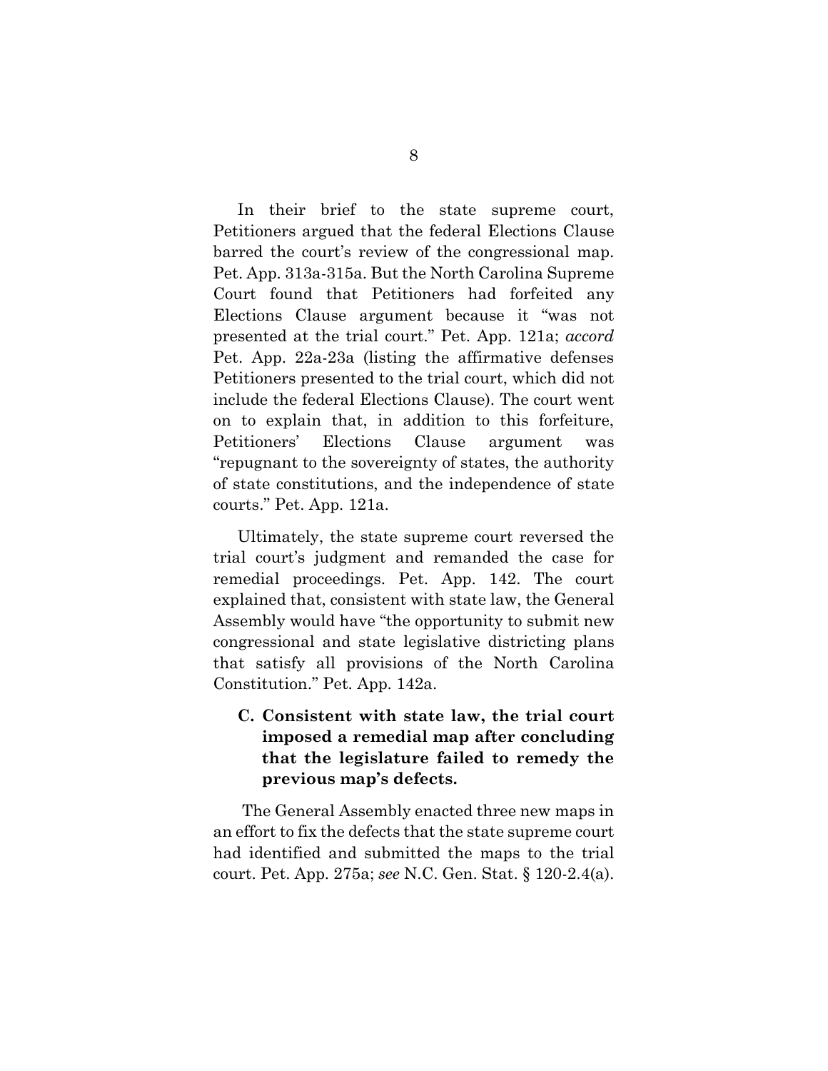In their brief to the state supreme court, Petitioners argued that the federal Elections Clause barred the court's review of the congressional map. Pet. App. 313a-315a. But the North Carolina Supreme Court found that Petitioners had forfeited any Elections Clause argument because it "was not presented at the trial court." Pet. App. 121a; *accord* Pet. App. 22a-23a (listing the affirmative defenses Petitioners presented to the trial court, which did not include the federal Elections Clause). The court went on to explain that, in addition to this forfeiture, Petitioners' Elections Clause argument was "repugnant to the sovereignty of states, the authority of state constitutions, and the independence of state courts." Pet. App. 121a.

Ultimately, the state supreme court reversed the trial court's judgment and remanded the case for remedial proceedings. Pet. App. 142. The court explained that, consistent with state law, the General Assembly would have "the opportunity to submit new congressional and state legislative districting plans that satisfy all provisions of the North Carolina Constitution." Pet. App. 142a.

### C. Consistent with state law, the trial court imposed a remedial map after concluding that the legislature failed to remedy the previous map's defects.

The General Assembly enacted three new maps in an effort to fix the defects that the state supreme court had identified and submitted the maps to the trial court. Pet. App. 275a; *see* N.C. Gen. Stat. § 120-2.4(a).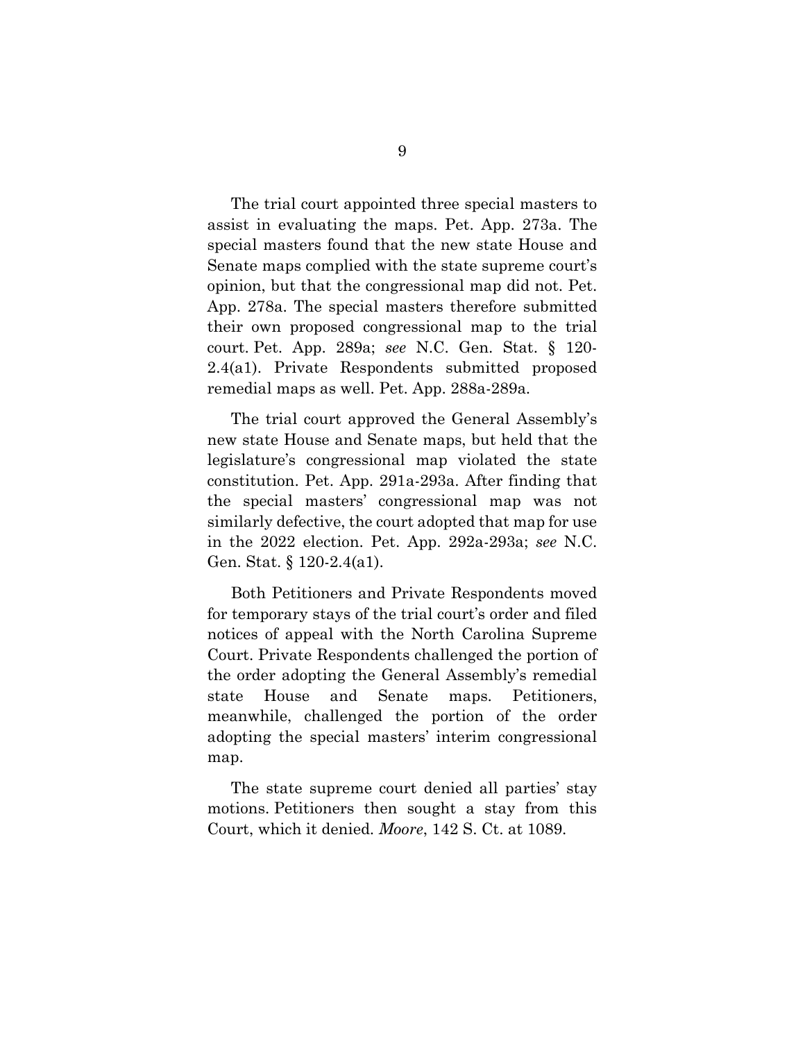The trial court appointed three special masters to assist in evaluating the maps. Pet. App. 273a. The special masters found that the new state House and Senate maps complied with the state supreme court's opinion, but that the congressional map did not. Pet. App. 278a. The special masters therefore submitted their own proposed congressional map to the trial court. Pet. App. 289a; *see* N.C. Gen. Stat. § 120-2.4(a1). Private Respondents submitted proposed remedial maps as well. Pet. App. 288a-289a.

The trial court approved the General Assembly's new state House and Senate maps, but held that the legislature's congressional map violated the state constitution. Pet. App. 291a-293a. After finding that the special masters' congressional map was not similarly defective, the court adopted that map for use in the 2022 election. Pet. App. 292a-293a; *see* N.C. Gen. Stat. § 120-2.4(a1).

Both Petitioners and Private Respondents moved for temporary stays of the trial court's order and filed notices of appeal with the North Carolina Supreme Court. Private Respondents challenged the portion of the order adopting the General Assembly's remedial state House and Senate maps. Petitioners, meanwhile, challenged the portion of the order adopting the special masters' interim congressional map.

The state supreme court denied all parties' stay motions. Petitioners then sought a stay from this Court, which it denied. *Moore*, 142 S. Ct. at 1089.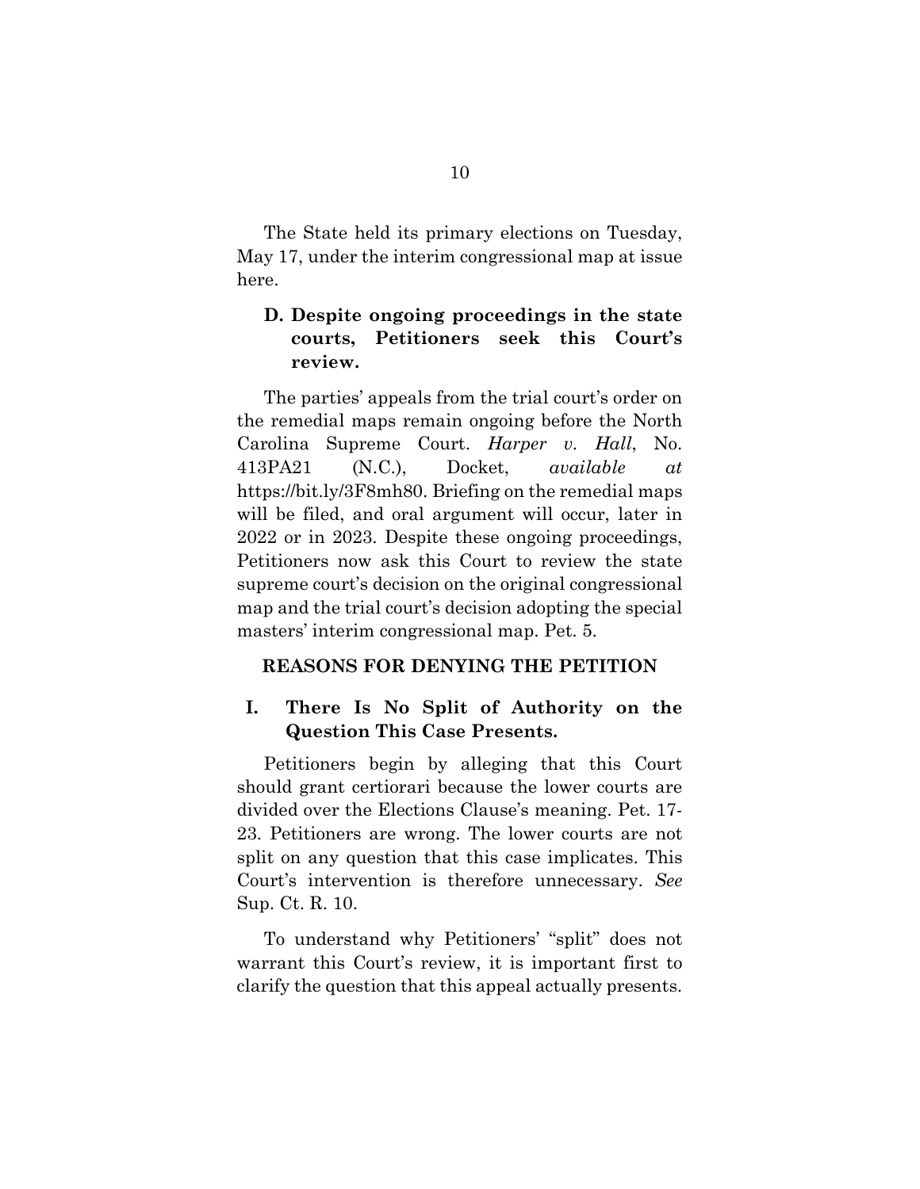The State held its primary elections on Tuesday, May 17, under the interim congressional map at issue here.

### D. Despite ongoing proceedings in the state courts, Petitioners seek this Court's review.

The parties' appeals from the trial court's order on the remedial maps remain ongoing before the North Carolina Supreme Court. *Harper v. Hall*, No. 413PA21 (N.C.), Docket, *available at* https://bit.ly/3F8mh80. Briefing on the remedial maps will be filed, and oral argument will occur, later in 2022 or in 2023. Despite these ongoing proceedings, Petitioners now ask this Court to review the state supreme court's decision on the original congressional map and the trial court's decision adopting the special masters' interim congressional map. Pet. 5.

## REASONS FOR DENYING THE PETITION

### I. There Is No Split of Authority on the Question This Case Presents.

Petitioners begin by alleging that this Court should grant certiorari because the lower courts are divided over the Elections Clause's meaning. Pet. 17-23. Petitioners are wrong. The lower courts are not split on any question that this case implicates. This Court's intervention is therefore unnecessary. *See* Sup. Ct. R. 10.

To understand why Petitioners' "split" does not warrant this Court's review, it is important first to clarify the question that this appeal actually presents.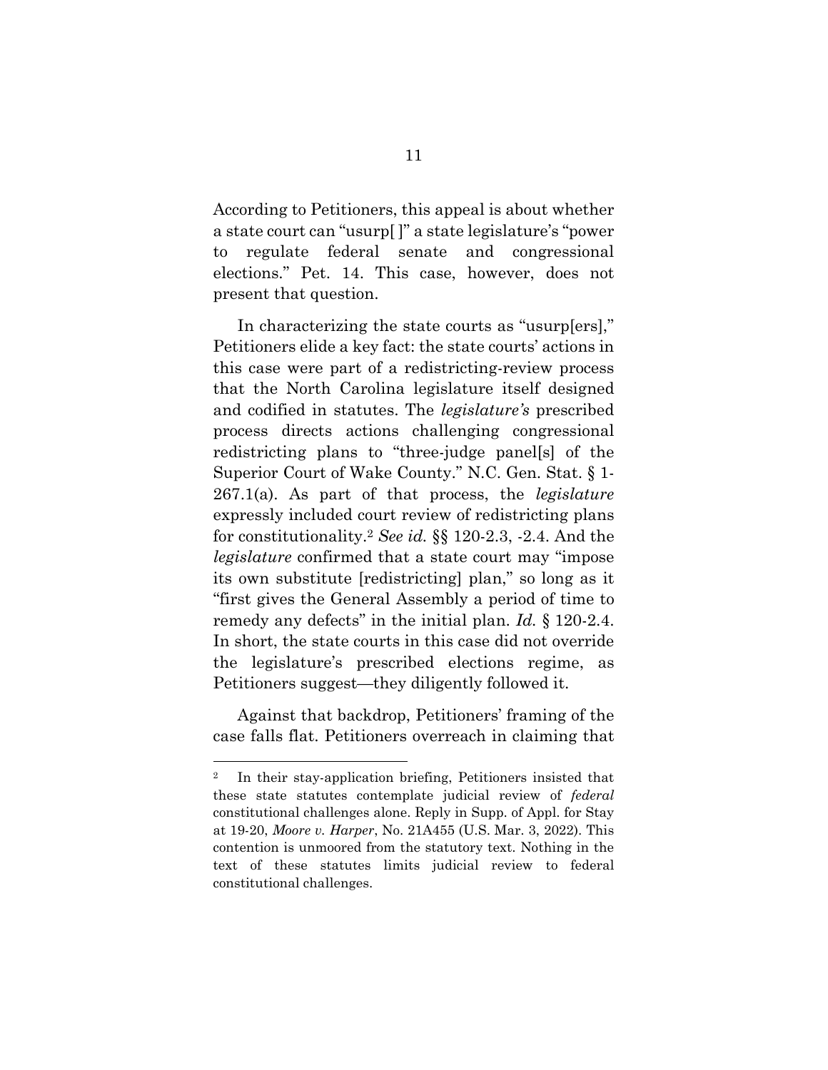According to Petitioners, this appeal is about whether a state court can "usurp[ ]" a state legislature's "power to regulate federal senate and congressional elections." Pet. 14. This case, however, does not present that question.

In characterizing the state courts as "usurp[ers]," Petitioners elide a key fact: the state courts' actions in this case were part of a redistricting-review process that the North Carolina legislature itself designed and codified in statutes. The *legislature's* prescribed process directs actions challenging congressional redistricting plans to "three-judge panel[s] of the Superior Court of Wake County." N.C. Gen. Stat. § 1-267.1(a). As part of that process, the *legislature* expressly included court review of redistricting plans for constitutionality.[2] *See id.* §§ 120-2.3, -2.4. And the *legislature* confirmed that a state court may "impose its own substitute [redistricting] plan," so long as it "first gives the General Assembly a period of time to remedy any defects" in the initial plan. *Id.* § 120-2.4. In short, the state courts in this case did not override the legislature's prescribed elections regime, as Petitioners suggest—they diligently followed it.

Against that backdrop, Petitioners' framing of the case falls flat. Petitioners overreach in claiming that

[2] In their stay-application briefing, Petitioners insisted that these state statutes contemplate judicial review of *federal* constitutional challenges alone. Reply in Supp. of Appl. for Stay at 19-20, *Moore v. Harper*, No. 21A455 (U.S. Mar. 3, 2022). This contention is unmoored from the statutory text. Nothing in the text of these statutes limits judicial review to federal constitutional challenges.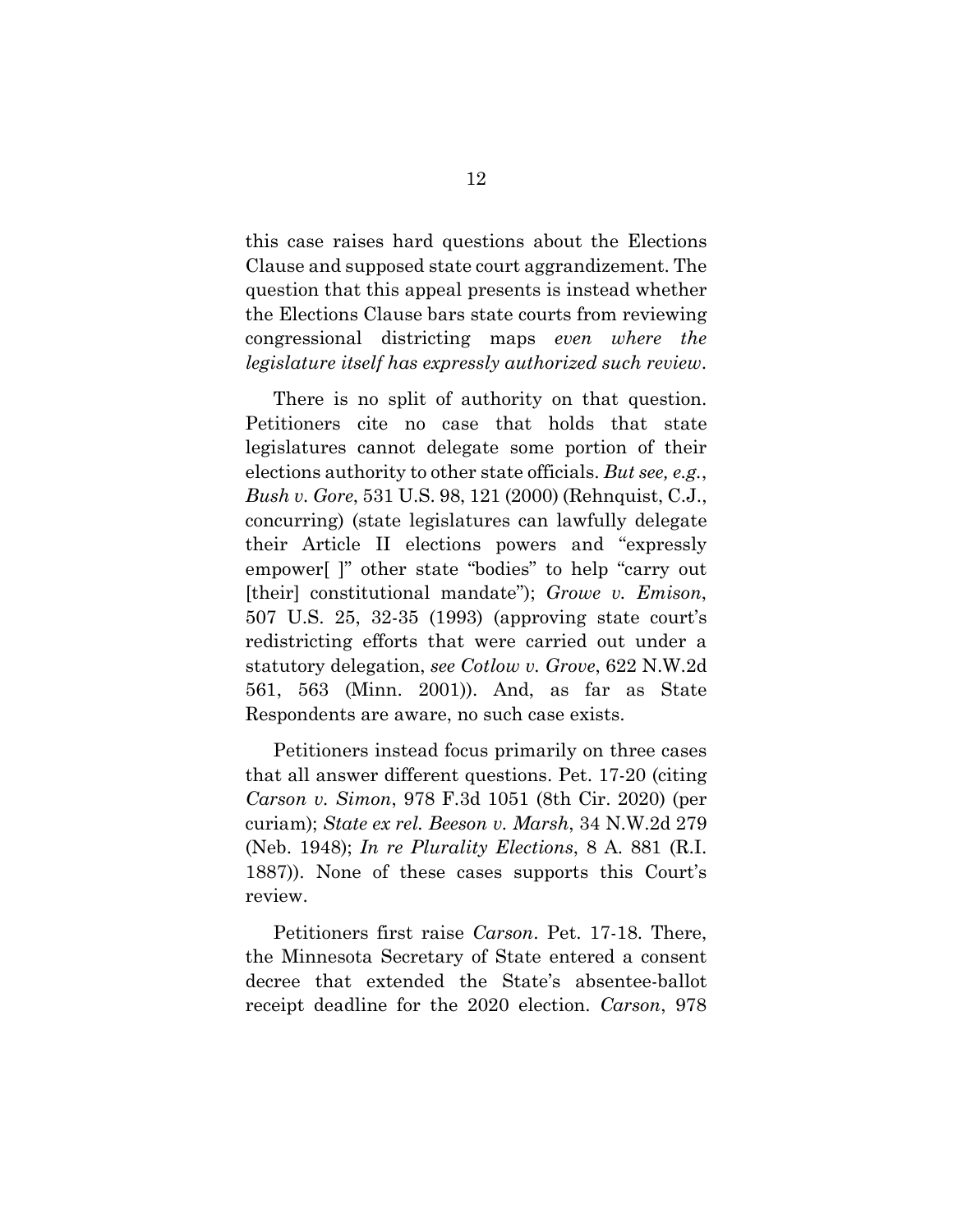this case raises hard questions about the Elections Clause and supposed state court aggrandizement. The question that this appeal presents is instead whether the Elections Clause bars state courts from reviewing congressional districting maps *even where the legislature itself has expressly authorized such review*.

There is no split of authority on that question. Petitioners cite no case that holds that state legislatures cannot delegate some portion of their elections authority to other state officials. *But see, e.g.*, *Bush v. Gore*, 531 U.S. 98, 121 (2000) (Rehnquist, C.J., concurring) (state legislatures can lawfully delegate their Article II elections powers and "expressly empower[ ]" other state "bodies" to help "carry out [their] constitutional mandate"); *Growe v. Emison*, 507 U.S. 25, 32-35 (1993) (approving state court's redistricting efforts that were carried out under a statutory delegation, *see Cotlow v. Grove*, 622 N.W.2d 561, 563 (Minn. 2001)). And, as far as State Respondents are aware, no such case exists.

Petitioners instead focus primarily on three cases that all answer different questions. Pet. 17-20 (citing *Carson v. Simon*, 978 F.3d 1051 (8th Cir. 2020) (per curiam); *State ex rel. Beeson v. Marsh*, 34 N.W.2d 279 (Neb. 1948); *In re Plurality Elections*, 8 A. 881 (R.I. 1887)). None of these cases supports this Court's review.

Petitioners first raise *Carson*. Pet. 17-18. There, the Minnesota Secretary of State entered a consent decree that extended the State's absentee-ballot receipt deadline for the 2020 election. *Carson*, 978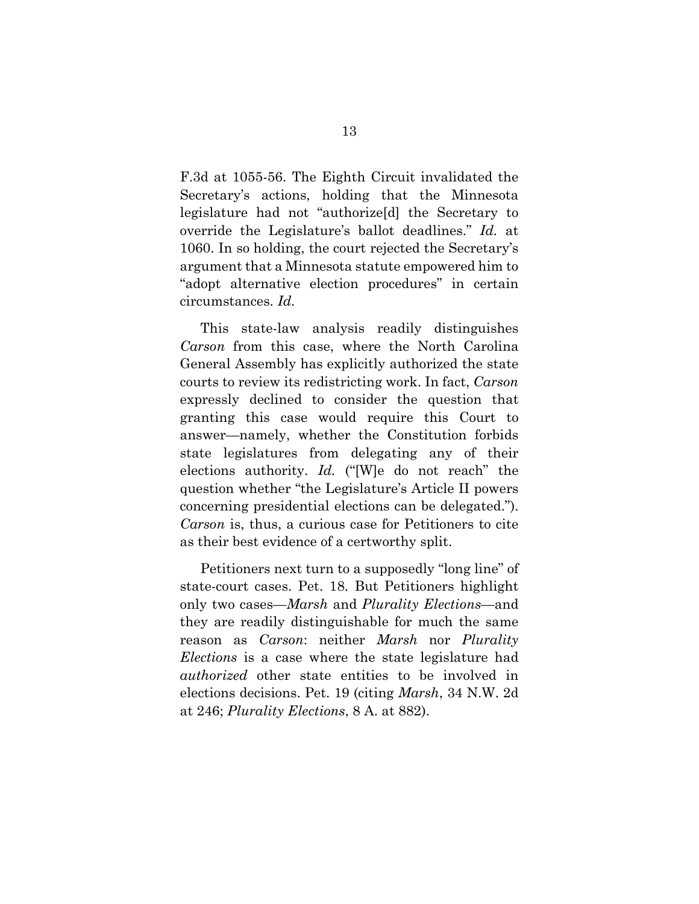F.3d at 1055-56. The Eighth Circuit invalidated the Secretary's actions, holding that the Minnesota legislature had not "authorize[d] the Secretary to override the Legislature's ballot deadlines." *Id.* at 1060. In so holding, the court rejected the Secretary's argument that a Minnesota statute empowered him to "adopt alternative election procedures" in certain circumstances. *Id.*

This state-law analysis readily distinguishes *Carson* from this case, where the North Carolina General Assembly has explicitly authorized the state courts to review its redistricting work. In fact, *Carson* expressly declined to consider the question that granting this case would require this Court to answer—namely, whether the Constitution forbids state legislatures from delegating any of their elections authority. *Id.* ("[W]e do not reach" the question whether "the Legislature's Article II powers concerning presidential elections can be delegated."). *Carson* is, thus, a curious case for Petitioners to cite as their best evidence of a certworthy split.

Petitioners next turn to a supposedly "long line" of state-court cases. Pet. 18. But Petitioners highlight only two cases—*Marsh* and *Plurality Elections*—and they are readily distinguishable for much the same reason as *Carson*: neither *Marsh* nor *Plurality Elections* is a case where the state legislature had *authorized* other state entities to be involved in elections decisions. Pet. 19 (citing *Marsh*, 34 N.W. 2d at 246; *Plurality Elections*, 8 A. at 882).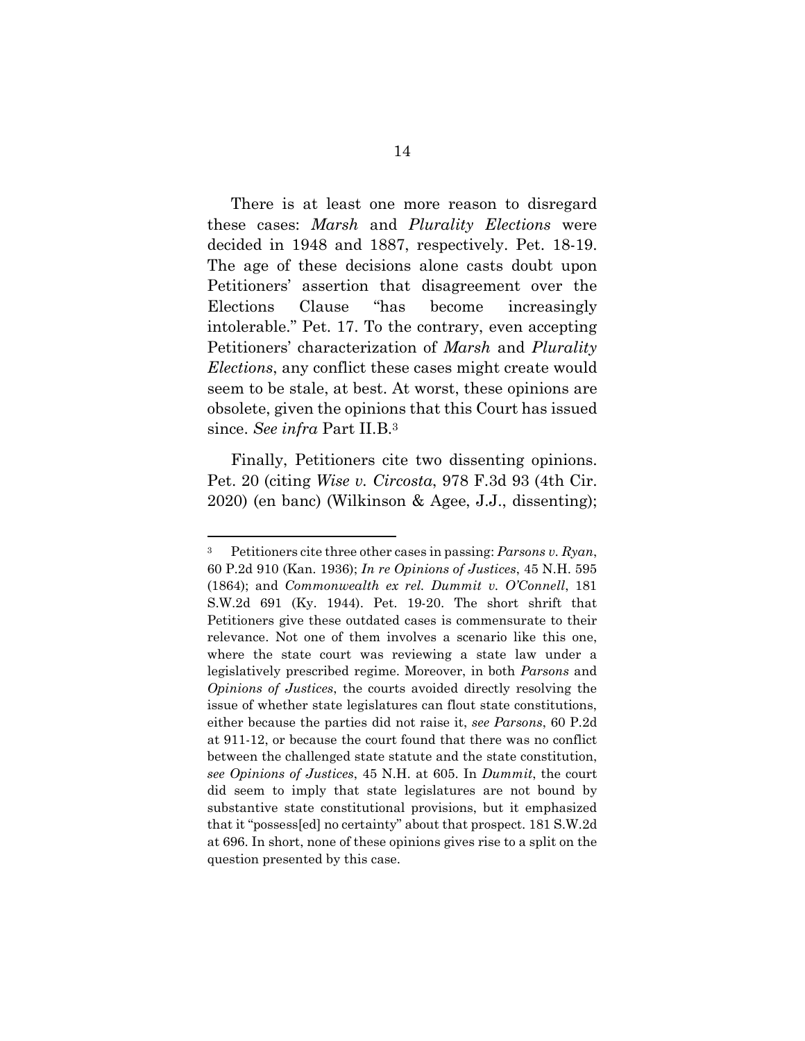There is at least one more reason to disregard these cases: *Marsh* and *Plurality Elections* were decided in 1948 and 1887, respectively. Pet. 18-19. The age of these decisions alone casts doubt upon Petitioners' assertion that disagreement over the Elections Clause "has become increasingly intolerable." Pet. 17. To the contrary, even accepting Petitioners' characterization of *Marsh* and *Plurality Elections*, any conflict these cases might create would seem to be stale, at best. At worst, these opinions are obsolete, given the opinions that this Court has issued since. *See infra* Part II.B.[3]

Finally, Petitioners cite two dissenting opinions. Pet. 20 (citing *Wise v. Circosta*, 978 F.3d 93 (4th Cir. 2020) (en banc) (Wilkinson & Agee, J.J., dissenting);

---

[3] Petitioners cite three other cases in passing: *Parsons v. Ryan*, 60 P.2d 910 (Kan. 1936); *In re Opinions of Justices*, 45 N.H. 595 (1864); and *Commonwealth ex rel. Dummit v. O'Connell*, 181 S.W.2d 691 (Ky. 1944). Pet. 19-20. The short shrift that Petitioners give these outdated cases is commensurate to their relevance. Not one of them involves a scenario like this one, where the state court was reviewing a state law under a legislatively prescribed regime. Moreover, in both *Parsons* and *Opinions of Justices*, the courts avoided directly resolving the issue of whether state legislatures can flout state constitutions, either because the parties did not raise it, *see Parsons*, 60 P.2d at 911-12, or because the court found that there was no conflict between the challenged state statute and the state constitution, *see Opinions of Justices*, 45 N.H. at 605. In *Dummit*, the court did seem to imply that state legislatures are not bound by substantive state constitutional provisions, but it emphasized that it "possess[ed] no certainty" about that prospect. 181 S.W.2d at 696. In short, none of these opinions gives rise to a split on the question presented by this case.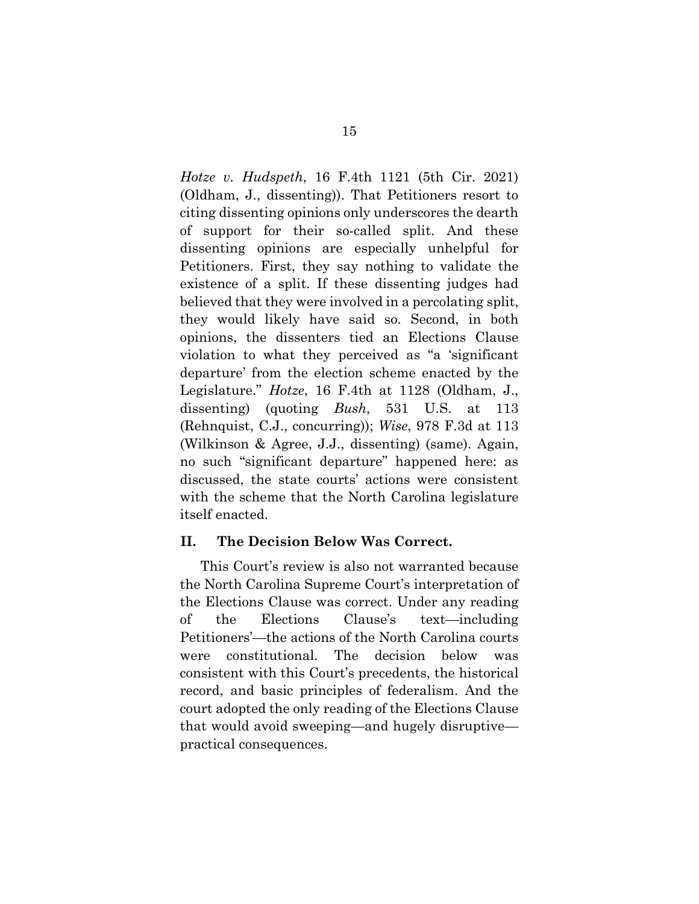*Hotze v. Hudspeth*, 16 F.4th 1121 (5th Cir. 2021) (Oldham, J., dissenting)). That Petitioners resort to citing dissenting opinions only underscores the dearth of support for their so-called split. And these dissenting opinions are especially unhelpful for Petitioners. First, they say nothing to validate the existence of a split. If these dissenting judges had believed that they were involved in a percolating split, they would likely have said so. Second, in both opinions, the dissenters tied an Elections Clause violation to what they perceived as "a 'significant departure' from the election scheme enacted by the Legislature." *Hotze*, 16 F.4th at 1128 (Oldham, J., dissenting) (quoting *Bush*, 531 U.S. at 113 (Rehnquist, C.J., concurring)); *Wise*, 978 F.3d at 113 (Wilkinson & Agree, J.J., dissenting) (same). Again, no such "significant departure" happened here: as discussed, the state courts' actions were consistent with the scheme that the North Carolina legislature itself enacted.

## II. The Decision Below Was Correct.

This Court's review is also not warranted because the North Carolina Supreme Court's interpretation of the Elections Clause was correct. Under any reading of the Elections Clause's text—including Petitioners'—the actions of the North Carolina courts were constitutional. The decision below was consistent with this Court's precedents, the historical record, and basic principles of federalism. And the court adopted the only reading of the Elections Clause that would avoid sweeping—and hugely disruptive—practical consequences.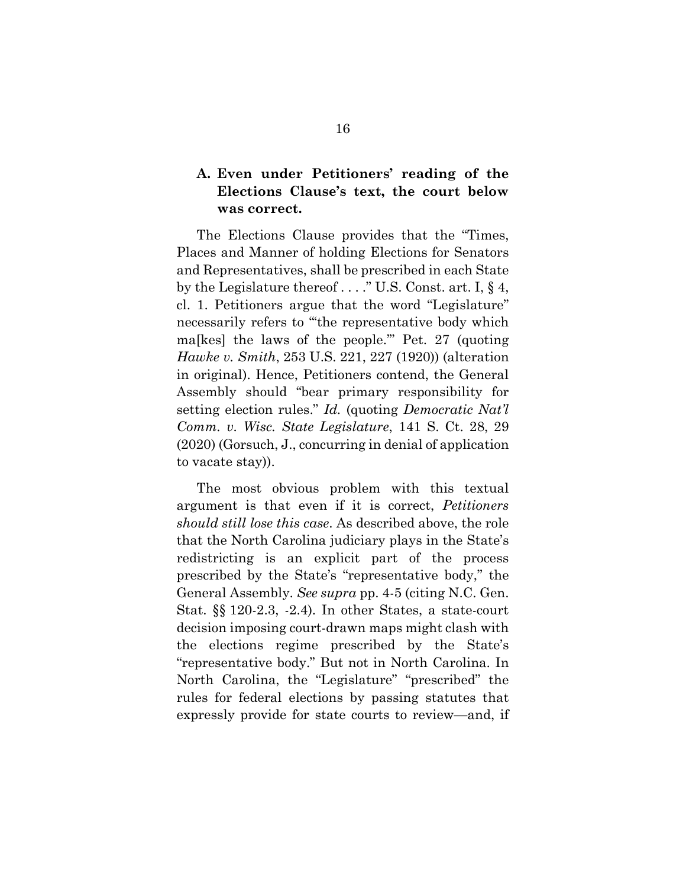### A. Even under Petitioners' reading of the Elections Clause's text, the court below was correct.

The Elections Clause provides that the "Times, Places and Manner of holding Elections for Senators and Representatives, shall be prescribed in each State by the Legislature thereof . . . ." U.S. Const. art. I, § 4, cl. 1. Petitioners argue that the word "Legislature" necessarily refers to "'the representative body which ma[kes] the laws of the people.'" Pet. 27 (quoting *Hawke v. Smith*, 253 U.S. 221, 227 (1920)) (alteration in original). Hence, Petitioners contend, the General Assembly should "bear primary responsibility for setting election rules." *Id.* (quoting *Democratic Nat'l Comm. v. Wisc. State Legislature*, 141 S. Ct. 28, 29 (2020) (Gorsuch, J., concurring in denial of application to vacate stay)).

The most obvious problem with this textual argument is that even if it is correct, *Petitioners should still lose this case*. As described above, the role that the North Carolina judiciary plays in the State's redistricting is an explicit part of the process prescribed by the State's "representative body," the General Assembly. *See supra* pp. 4-5 (citing N.C. Gen. Stat. §§ 120-2.3, -2.4). In other States, a state-court decision imposing court-drawn maps might clash with the elections regime prescribed by the State's "representative body." But not in North Carolina. In North Carolina, the "Legislature" "prescribed" the rules for federal elections by passing statutes that expressly provide for state courts to review—and, if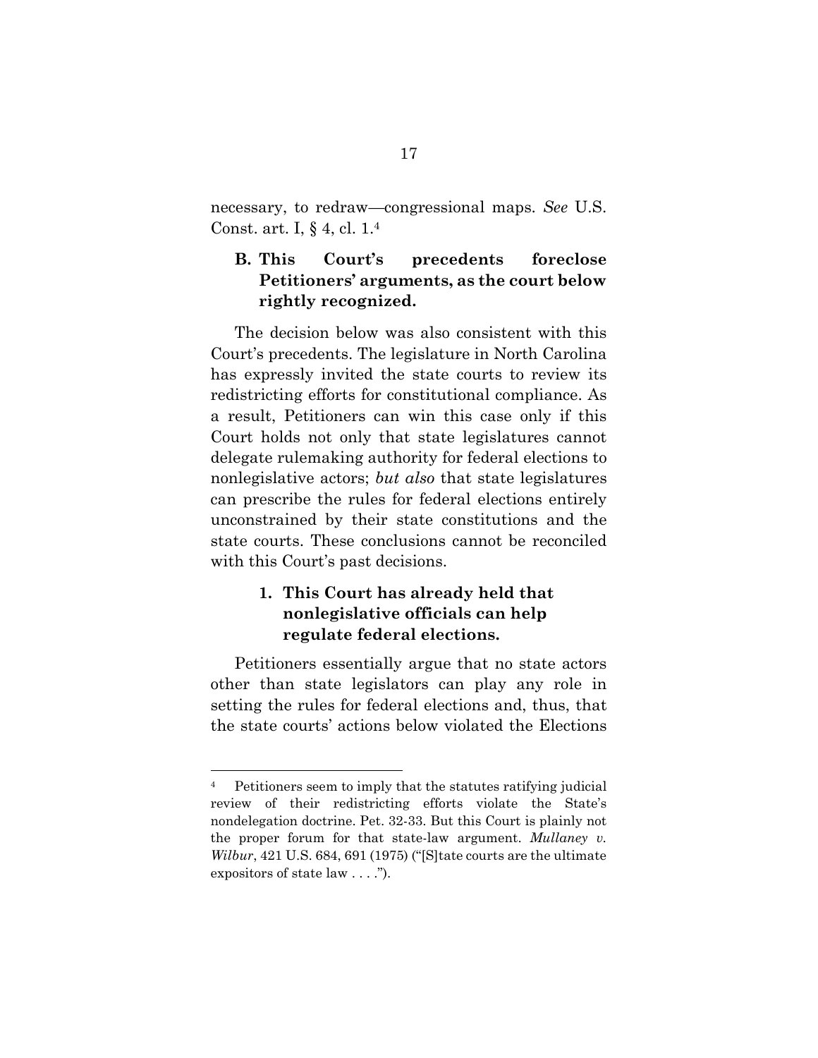necessary, to redraw—congressional maps. *See* U.S. Const. art. I, § 4, cl. 1.[4]

### B. This Court's precedents foreclose Petitioners' arguments, as the court below rightly recognized.

The decision below was also consistent with this Court's precedents. The legislature in North Carolina has expressly invited the state courts to review its redistricting efforts for constitutional compliance. As a result, Petitioners can win this case only if this Court holds not only that state legislatures cannot delegate rulemaking authority for federal elections to nonlegislative actors; *but also* that state legislatures can prescribe the rules for federal elections entirely unconstrained by their state constitutions and the state courts. These conclusions cannot be reconciled with this Court's past decisions.

#### 1. This Court has already held that nonlegislative officials can help regulate federal elections.

Petitioners essentially argue that no state actors other than state legislators can play any role in setting the rules for federal elections and, thus, that the state courts' actions below violated the Elections

---

[4] Petitioners seem to imply that the statutes ratifying judicial review of their redistricting efforts violate the State's nondelegation doctrine. Pet. 32-33. But this Court is plainly not the proper forum for that state-law argument. *Mullaney v. Wilbur*, 421 U.S. 684, 691 (1975) ("[S]tate courts are the ultimate expositors of state law . . . .").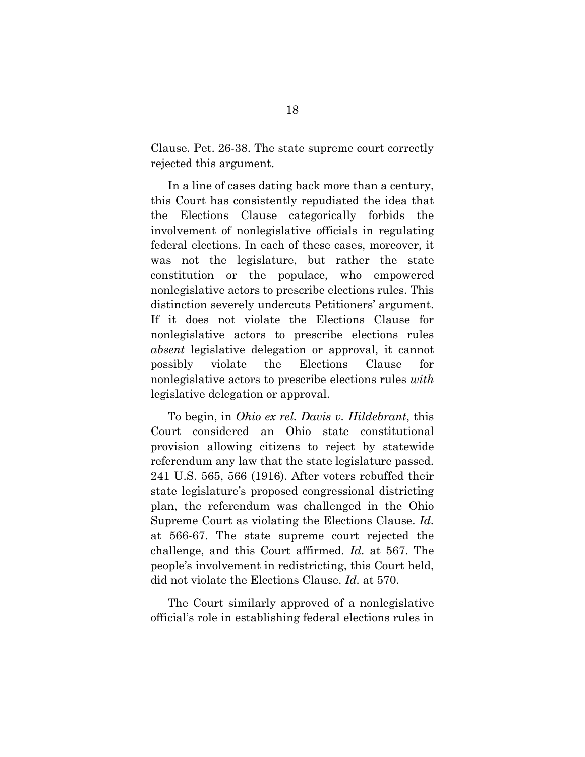Clause. Pet. 26-38. The state supreme court correctly rejected this argument.

In a line of cases dating back more than a century, this Court has consistently repudiated the idea that the Elections Clause categorically forbids the involvement of nonlegislative officials in regulating federal elections. In each of these cases, moreover, it was not the legislature, but rather the state constitution or the populace, who empowered nonlegislative actors to prescribe elections rules. This distinction severely undercuts Petitioners' argument. If it does not violate the Elections Clause for nonlegislative actors to prescribe elections rules *absent* legislative delegation or approval, it cannot possibly violate the Elections Clause for nonlegislative actors to prescribe elections rules *with* legislative delegation or approval.

To begin, in *Ohio ex rel. Davis v. Hildebrant*, this Court considered an Ohio state constitutional provision allowing citizens to reject by statewide referendum any law that the state legislature passed. 241 U.S. 565, 566 (1916). After voters rebuffed their state legislature's proposed congressional districting plan, the referendum was challenged in the Ohio Supreme Court as violating the Elections Clause. *Id.* at 566-67. The state supreme court rejected the challenge, and this Court affirmed. *Id.* at 567. The people's involvement in redistricting, this Court held, did not violate the Elections Clause. *Id.* at 570.

The Court similarly approved of a nonlegislative official's role in establishing federal elections rules in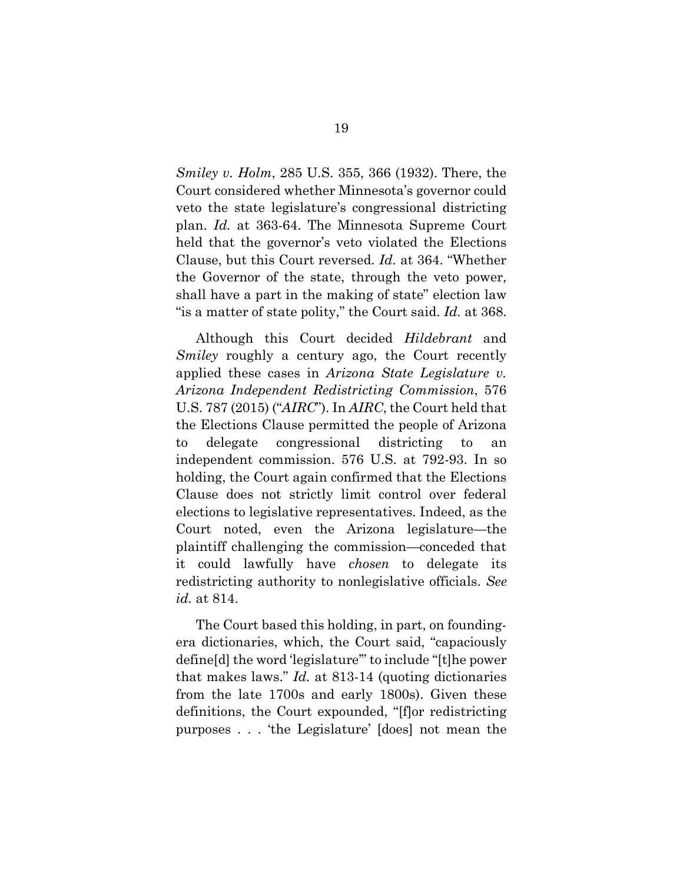*Smiley v. Holm*, 285 U.S. 355, 366 (1932). There, the Court considered whether Minnesota's governor could veto the state legislature's congressional districting plan. *Id.* at 363-64. The Minnesota Supreme Court held that the governor's veto violated the Elections Clause, but this Court reversed. *Id.* at 364. "Whether the Governor of the state, through the veto power, shall have a part in the making of state" election law "is a matter of state polity," the Court said. *Id.* at 368.

Although this Court decided *Hildebrant* and *Smiley* roughly a century ago, the Court recently applied these cases in *Arizona State Legislature v. Arizona Independent Redistricting Commission*, 576 U.S. 787 (2015) ("*AIRC*"). In *AIRC*, the Court held that the Elections Clause permitted the people of Arizona to delegate congressional districting to an independent commission. 576 U.S. at 792-93. In so holding, the Court again confirmed that the Elections Clause does not strictly limit control over federal elections to legislative representatives. Indeed, as the Court noted, even the Arizona legislature—the plaintiff challenging the commission—conceded that it could lawfully have *chosen* to delegate its redistricting authority to nonlegislative officials. *See id.* at 814.

The Court based this holding, in part, on founding-era dictionaries, which, the Court said, "capaciously define[d] the word 'legislature'" to include "[t]he power that makes laws." *Id.* at 813-14 (quoting dictionaries from the late 1700s and early 1800s). Given these definitions, the Court expounded, "[f]or redistricting purposes . . . 'the Legislature' [does] not mean the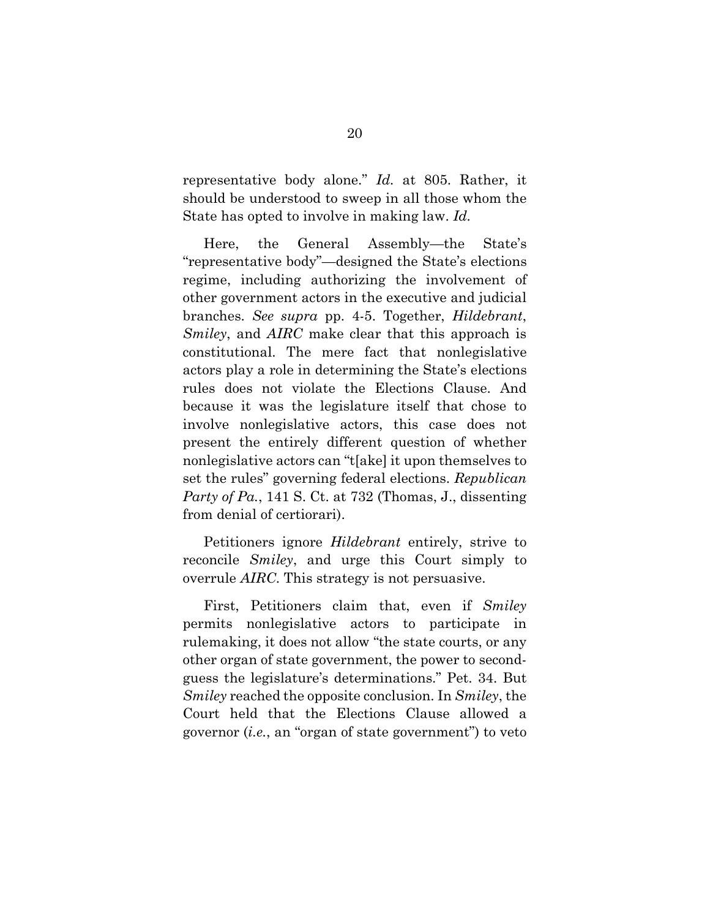representative body alone." *Id.* at 805. Rather, it should be understood to sweep in all those whom the State has opted to involve in making law. *Id.*

Here, the General Assembly—the State's "representative body"—designed the State's elections regime, including authorizing the involvement of other government actors in the executive and judicial branches. *See supra* pp. 4-5. Together, *Hildebrant*, *Smiley*, and *AIRC* make clear that this approach is constitutional. The mere fact that nonlegislative actors play a role in determining the State's elections rules does not violate the Elections Clause. And because it was the legislature itself that chose to involve nonlegislative actors, this case does not present the entirely different question of whether nonlegislative actors can "t[ake] it upon themselves to set the rules" governing federal elections. *Republican Party of Pa.*, 141 S. Ct. at 732 (Thomas, J., dissenting from denial of certiorari).

Petitioners ignore *Hildebrant* entirely, strive to reconcile *Smiley*, and urge this Court simply to overrule *AIRC*. This strategy is not persuasive.

First, Petitioners claim that, even if *Smiley* permits nonlegislative actors to participate in rulemaking, it does not allow "the state courts, or any other organ of state government, the power to second-guess the legislature's determinations." Pet. 34. But *Smiley* reached the opposite conclusion. In *Smiley*, the Court held that the Elections Clause allowed a governor (*i.e.*, an "organ of state government") to veto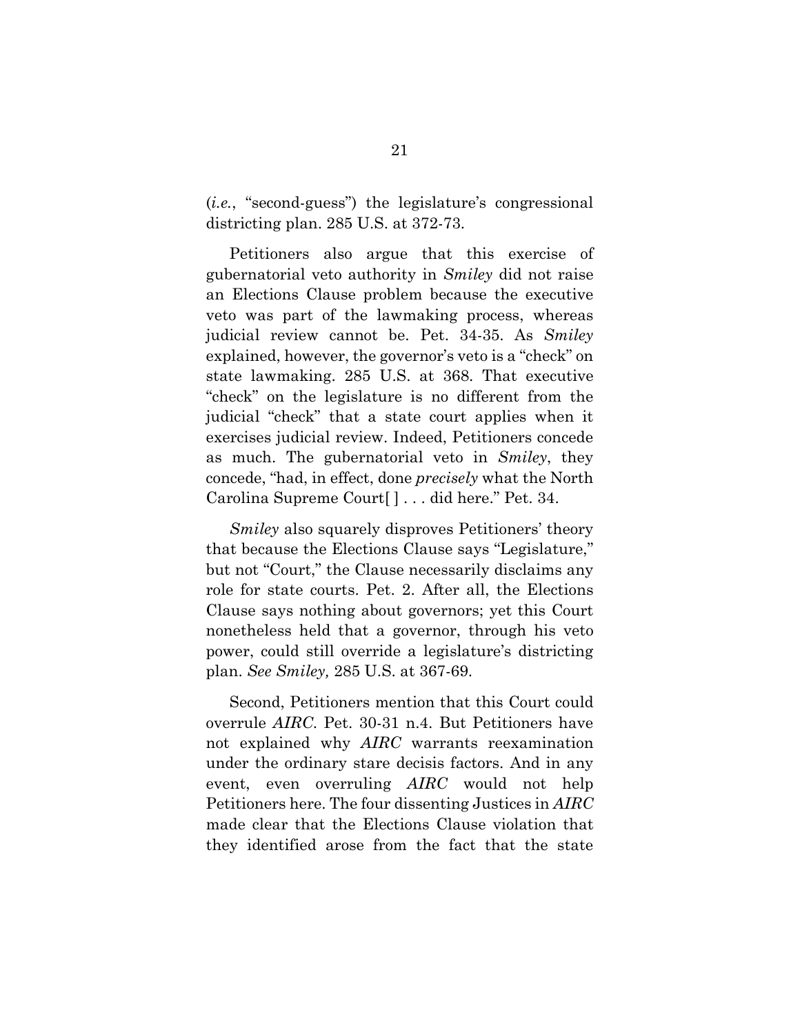(*i.e.*, "second-guess") the legislature's congressional districting plan. 285 U.S. at 372-73.

Petitioners also argue that this exercise of gubernatorial veto authority in *Smiley* did not raise an Elections Clause problem because the executive veto was part of the lawmaking process, whereas judicial review cannot be. Pet. 34-35. As *Smiley* explained, however, the governor's veto is a "check" on state lawmaking. 285 U.S. at 368. That executive "check" on the legislature is no different from the judicial "check" that a state court applies when it exercises judicial review. Indeed, Petitioners concede as much. The gubernatorial veto in *Smiley*, they concede, "had, in effect, done *precisely* what the North Carolina Supreme Court[ ] . . . did here." Pet. 34.

*Smiley* also squarely disproves Petitioners' theory that because the Elections Clause says "Legislature," but not "Court," the Clause necessarily disclaims any role for state courts. Pet. 2. After all, the Elections Clause says nothing about governors; yet this Court nonetheless held that a governor, through his veto power, could still override a legislature's districting plan. *See Smiley,* 285 U.S. at 367-69.

Second, Petitioners mention that this Court could overrule *AIRC*. Pet. 30-31 n.4. But Petitioners have not explained why *AIRC* warrants reexamination under the ordinary stare decisis factors. And in any event, even overruling *AIRC* would not help Petitioners here. The four dissenting Justices in *AIRC* made clear that the Elections Clause violation that they identified arose from the fact that the state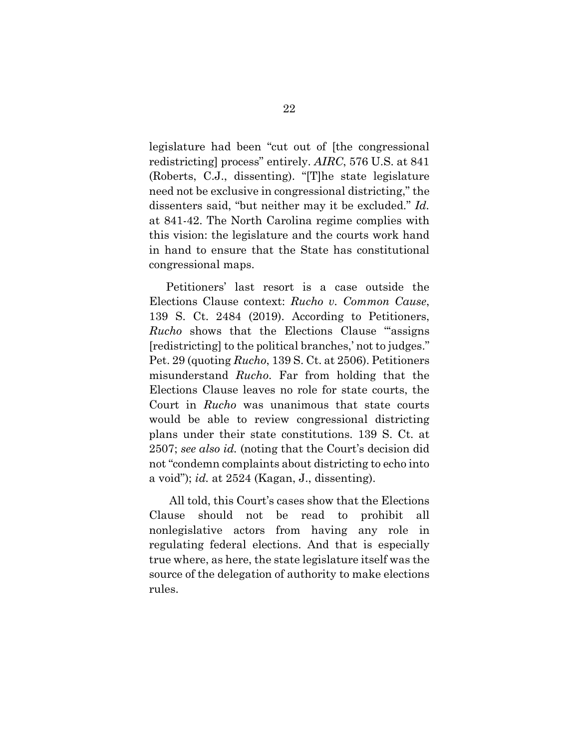legislature had been "cut out of [the congressional redistricting] process" entirely. *AIRC*, 576 U.S. at 841 (Roberts, C.J., dissenting). "[T]he state legislature need not be exclusive in congressional districting," the dissenters said, "but neither may it be excluded." *Id.* at 841-42. The North Carolina regime complies with this vision: the legislature and the courts work hand in hand to ensure that the State has constitutional congressional maps.

Petitioners' last resort is a case outside the Elections Clause context: *Rucho v. Common Cause*, 139 S. Ct. 2484 (2019). According to Petitioners, *Rucho* shows that the Elections Clause "'assigns [redistricting] to the political branches,' not to judges." Pet. 29 (quoting *Rucho*, 139 S. Ct. at 2506). Petitioners misunderstand *Rucho*. Far from holding that the Elections Clause leaves no role for state courts, the Court in *Rucho* was unanimous that state courts would be able to review congressional districting plans under their state constitutions. 139 S. Ct. at 2507; *see also id.* (noting that the Court's decision did not "condemn complaints about districting to echo into a void"); *id.* at 2524 (Kagan, J., dissenting).

All told, this Court's cases show that the Elections Clause should not be read to prohibit all nonlegislative actors from having any role in regulating federal elections. And that is especially true where, as here, the state legislature itself was the source of the delegation of authority to make elections rules.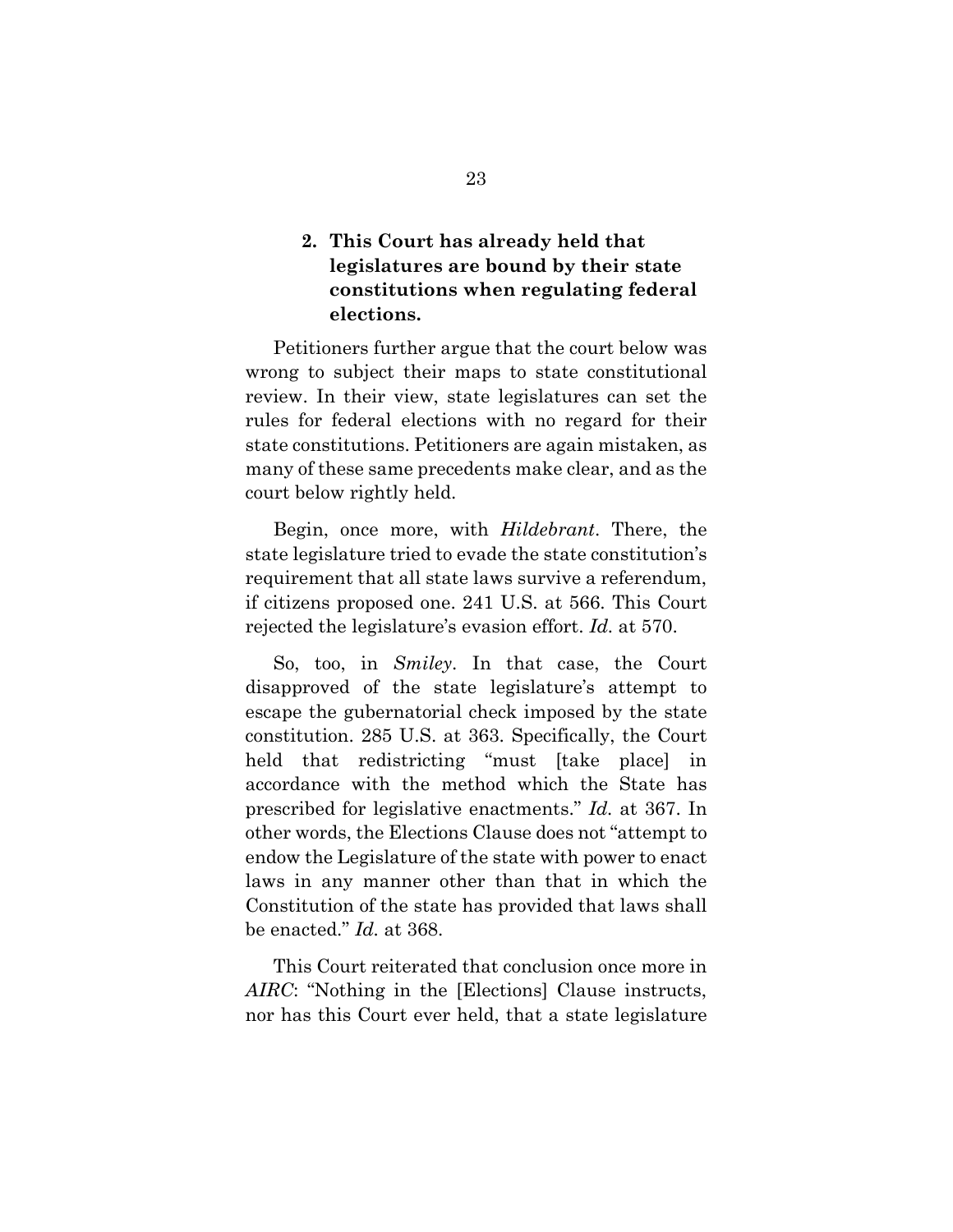### 2. This Court has already held that legislatures are bound by their state constitutions when regulating federal elections.

Petitioners further argue that the court below was wrong to subject their maps to state constitutional review. In their view, state legislatures can set the rules for federal elections with no regard for their state constitutions. Petitioners are again mistaken, as many of these same precedents make clear, and as the court below rightly held.

Begin, once more, with *Hildebrant*. There, the state legislature tried to evade the state constitution's requirement that all state laws survive a referendum, if citizens proposed one. 241 U.S. at 566. This Court rejected the legislature's evasion effort. *Id.* at 570.

So, too, in *Smiley*. In that case, the Court disapproved of the state legislature's attempt to escape the gubernatorial check imposed by the state constitution. 285 U.S. at 363. Specifically, the Court held that redistricting "must [take place] in accordance with the method which the State has prescribed for legislative enactments." *Id.* at 367. In other words, the Elections Clause does not "attempt to endow the Legislature of the state with power to enact laws in any manner other than that in which the Constitution of the state has provided that laws shall be enacted." *Id.* at 368.

This Court reiterated that conclusion once more in *AIRC*: "Nothing in the [Elections] Clause instructs, nor has this Court ever held, that a state legislature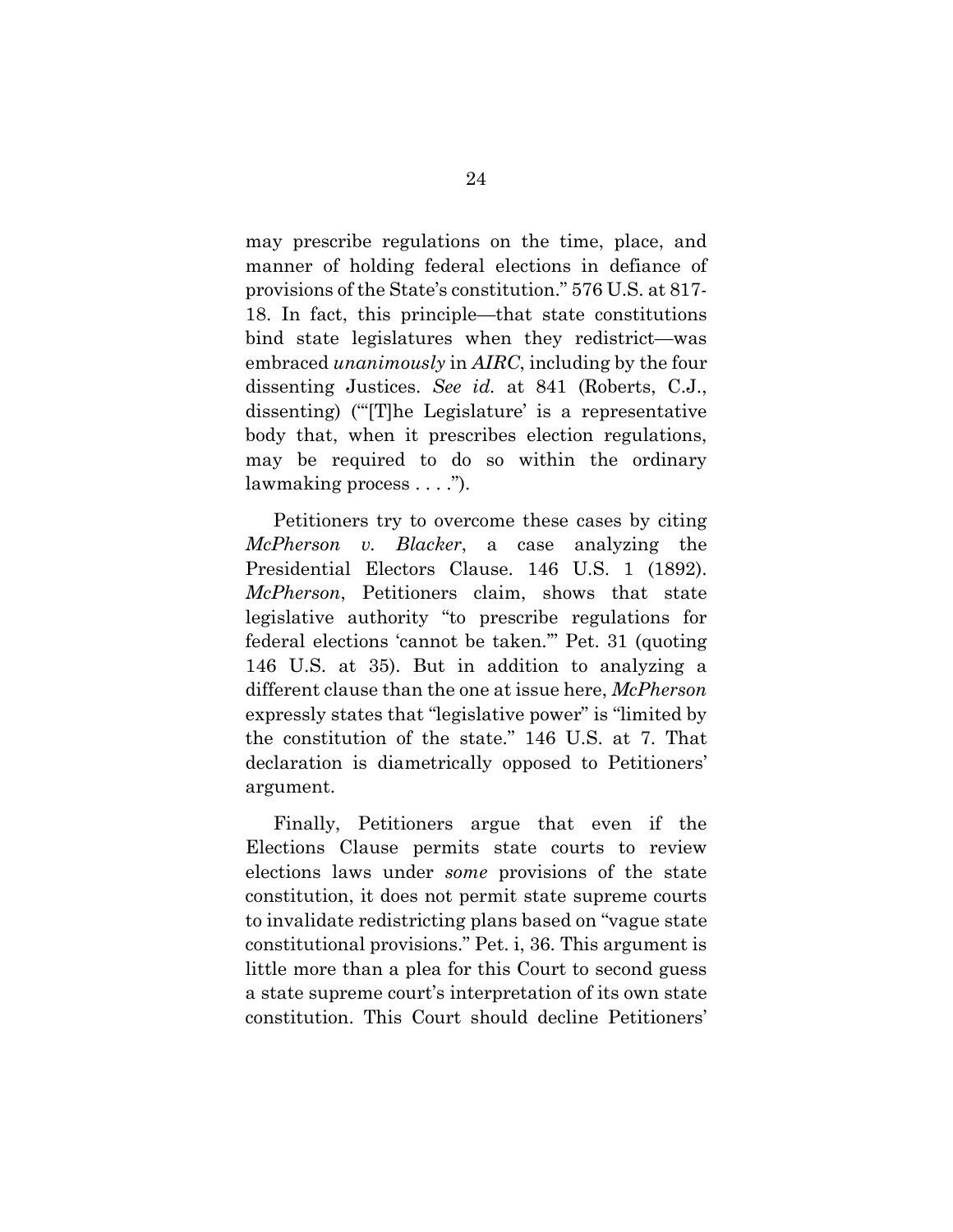may prescribe regulations on the time, place, and manner of holding federal elections in defiance of provisions of the State's constitution." 576 U.S. at 817-18. In fact, this principle—that state constitutions bind state legislatures when they redistrict—was embraced *unanimously* in *AIRC*, including by the four dissenting Justices. *See id.* at 841 (Roberts, C.J., dissenting) ("'[T]he Legislature' is a representative body that, when it prescribes election regulations, may be required to do so within the ordinary lawmaking process . . . .").

Petitioners try to overcome these cases by citing *McPherson v. Blacker*, a case analyzing the Presidential Electors Clause. 146 U.S. 1 (1892). *McPherson*, Petitioners claim, shows that state legislative authority "to prescribe regulations for federal elections 'cannot be taken.'" Pet. 31 (quoting 146 U.S. at 35). But in addition to analyzing a different clause than the one at issue here, *McPherson* expressly states that "legislative power" is "limited by the constitution of the state." 146 U.S. at 7. That declaration is diametrically opposed to Petitioners' argument.

Finally, Petitioners argue that even if the Elections Clause permits state courts to review elections laws under *some* provisions of the state constitution, it does not permit state supreme courts to invalidate redistricting plans based on "vague state constitutional provisions." Pet. i, 36. This argument is little more than a plea for this Court to second guess a state supreme court's interpretation of its own state constitution. This Court should decline Petitioners'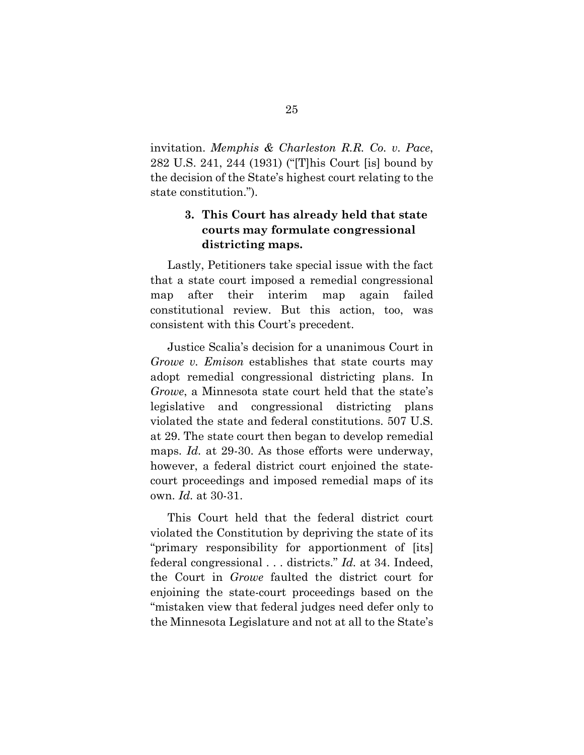invitation. *Memphis & Charleston R.R. Co. v. Pace*, 282 U.S. 241, 244 (1931) ("[T]his Court [is] bound by the decision of the State's highest court relating to the state constitution.").

### 3. This Court has already held that state courts may formulate congressional districting maps.

Lastly, Petitioners take special issue with the fact that a state court imposed a remedial congressional map after their interim map again failed constitutional review. But this action, too, was consistent with this Court's precedent.

Justice Scalia's decision for a unanimous Court in *Growe v. Emison* establishes that state courts may adopt remedial congressional districting plans. In *Growe*, a Minnesota state court held that the state's legislative and congressional districting plans violated the state and federal constitutions. 507 U.S. at 29. The state court then began to develop remedial maps. *Id.* at 29-30. As those efforts were underway, however, a federal district court enjoined the state-court proceedings and imposed remedial maps of its own. *Id.* at 30-31.

This Court held that the federal district court violated the Constitution by depriving the state of its "primary responsibility for apportionment of [its] federal congressional . . . districts." *Id.* at 34. Indeed, the Court in *Growe* faulted the district court for enjoining the state-court proceedings based on the "mistaken view that federal judges need defer only to the Minnesota Legislature and not at all to the State's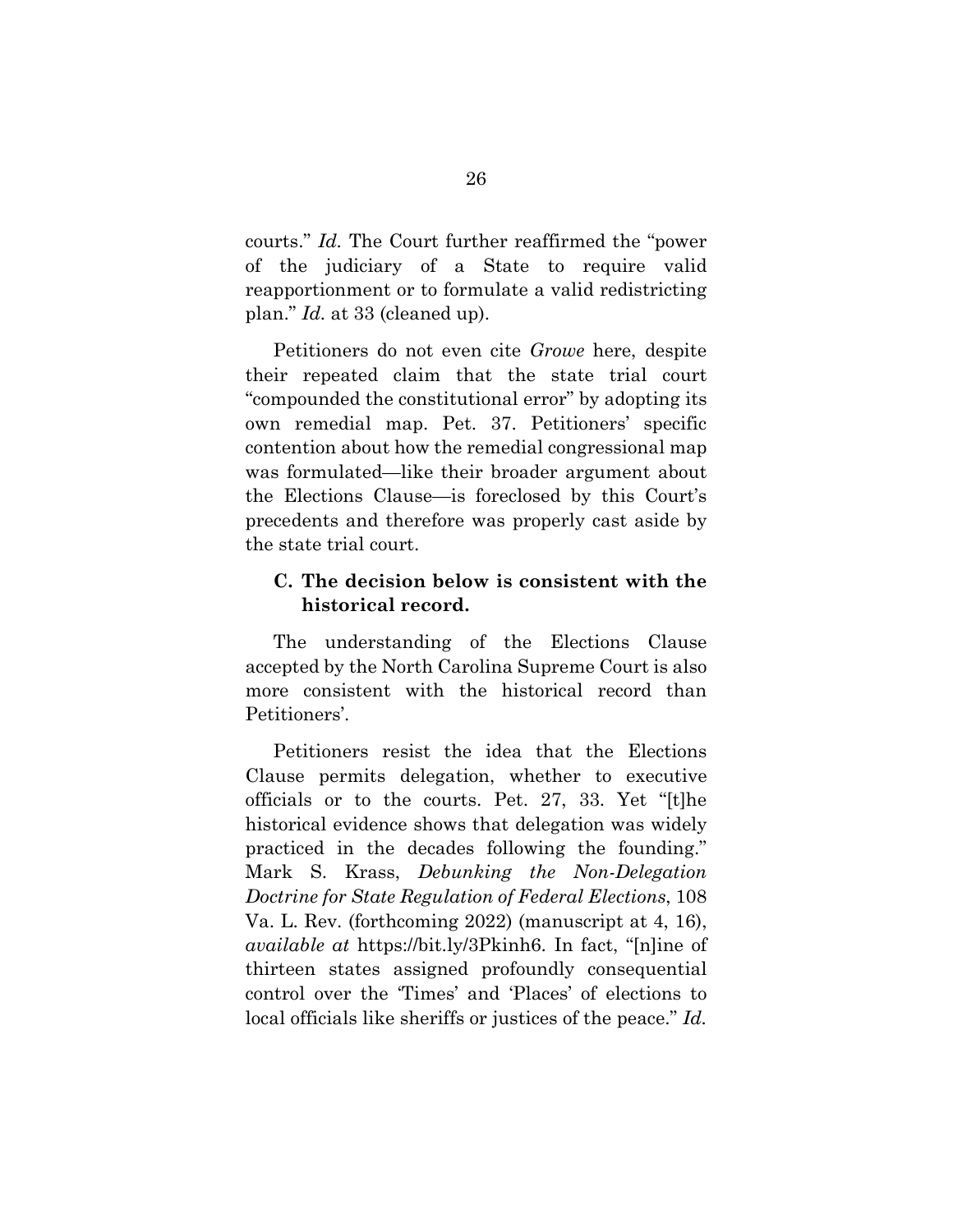courts." *Id.* The Court further reaffirmed the "power of the judiciary of a State to require valid reapportionment or to formulate a valid redistricting plan." *Id.* at 33 (cleaned up).

Petitioners do not even cite *Growe* here, despite their repeated claim that the state trial court "compounded the constitutional error" by adopting its own remedial map. Pet. 37. Petitioners' specific contention about how the remedial congressional map was formulated—like their broader argument about the Elections Clause—is foreclosed by this Court's precedents and therefore was properly cast aside by the state trial court.

### C. The decision below is consistent with the historical record.

The understanding of the Elections Clause accepted by the North Carolina Supreme Court is also more consistent with the historical record than Petitioners'.

Petitioners resist the idea that the Elections Clause permits delegation, whether to executive officials or to the courts. Pet. 27, 33. Yet "[t]he historical evidence shows that delegation was widely practiced in the decades following the founding." Mark S. Krass, *Debunking the Non-Delegation Doctrine for State Regulation of Federal Elections*, 108 Va. L. Rev. (forthcoming 2022) (manuscript at 4, 16), *available at* https://bit.ly/3Pkinh6. In fact, "[n]ine of thirteen states assigned profoundly consequential control over the 'Times' and 'Places' of elections to local officials like sheriffs or justices of the peace." *Id.*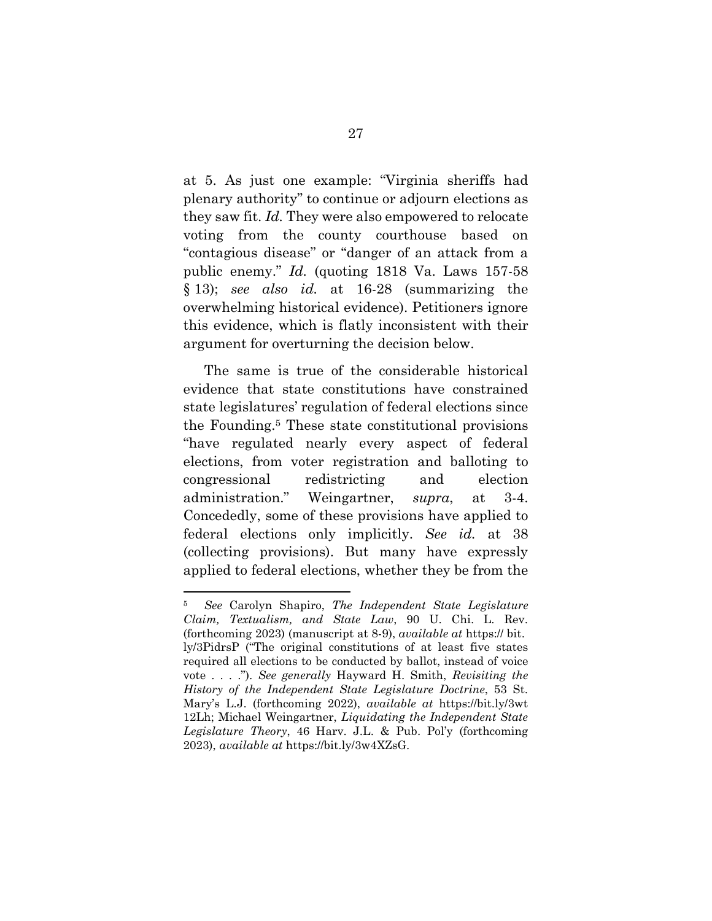at 5. As just one example: "Virginia sheriffs had plenary authority" to continue or adjourn elections as they saw fit. *Id.* They were also empowered to relocate voting from the county courthouse based on "contagious disease" or "danger of an attack from a public enemy." *Id.* (quoting 1818 Va. Laws 157-58 § 13); *see also id.* at 16-28 (summarizing the overwhelming historical evidence). Petitioners ignore this evidence, which is flatly inconsistent with their argument for overturning the decision below.

The same is true of the considerable historical evidence that state constitutions have constrained state legislatures' regulation of federal elections since the Founding.[5] These state constitutional provisions "have regulated nearly every aspect of federal elections, from voter registration and balloting to congressional redistricting and election administration." Weingartner, *supra*, at 3-4. Concededly, some of these provisions have applied to federal elections only implicitly. *See id.* at 38 (collecting provisions). But many have expressly applied to federal elections, whether they be from the

---

[5] *See* Carolyn Shapiro, *The Independent State Legislature Claim, Textualism, and State Law*, 90 U. Chi. L. Rev. (forthcoming 2023) (manuscript at 8-9), *available at* https:// bit. ly/3PidrsP ("The original constitutions of at least five states required all elections to be conducted by ballot, instead of voice vote . . . ."). *See generally* Hayward H. Smith, *Revisiting the History of the Independent State Legislature Doctrine*, 53 St. Mary's L.J. (forthcoming 2022), *available at* https://bit.ly/3wt 12Lh; Michael Weingartner, *Liquidating the Independent State Legislature Theory*, 46 Harv. J.L. & Pub. Pol'y (forthcoming 2023), *available at* https://bit.ly/3w4XZsG.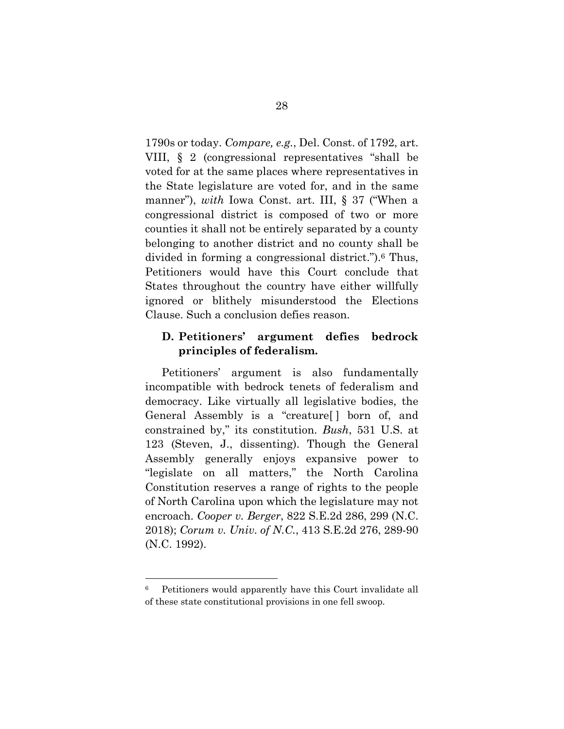1790s or today. *Compare, e.g.*, Del. Const. of 1792, art. VIII, § 2 (congressional representatives "shall be voted for at the same places where representatives in the State legislature are voted for, and in the same manner"), *with* Iowa Const. art. III, § 37 ("When a congressional district is composed of two or more counties it shall not be entirely separated by a county belonging to another district and no county shall be divided in forming a congressional district.").[6] Thus, Petitioners would have this Court conclude that States throughout the country have either willfully ignored or blithely misunderstood the Elections Clause. Such a conclusion defies reason.

### D. Petitioners' argument defies bedrock principles of federalism.

Petitioners' argument is also fundamentally incompatible with bedrock tenets of federalism and democracy. Like virtually all legislative bodies, the General Assembly is a "creature[ ] born of, and constrained by," its constitution. *Bush*, 531 U.S. at 123 (Steven, J., dissenting). Though the General Assembly generally enjoys expansive power to "legislate on all matters," the North Carolina Constitution reserves a range of rights to the people of North Carolina upon which the legislature may not encroach. *Cooper v. Berger*, 822 S.E.2d 286, 299 (N.C. 2018); *Corum v. Univ. of N.C.*, 413 S.E.2d 276, 289-90 (N.C. 1992).

---

[6] Petitioners would apparently have this Court invalidate all of these state constitutional provisions in one fell swoop.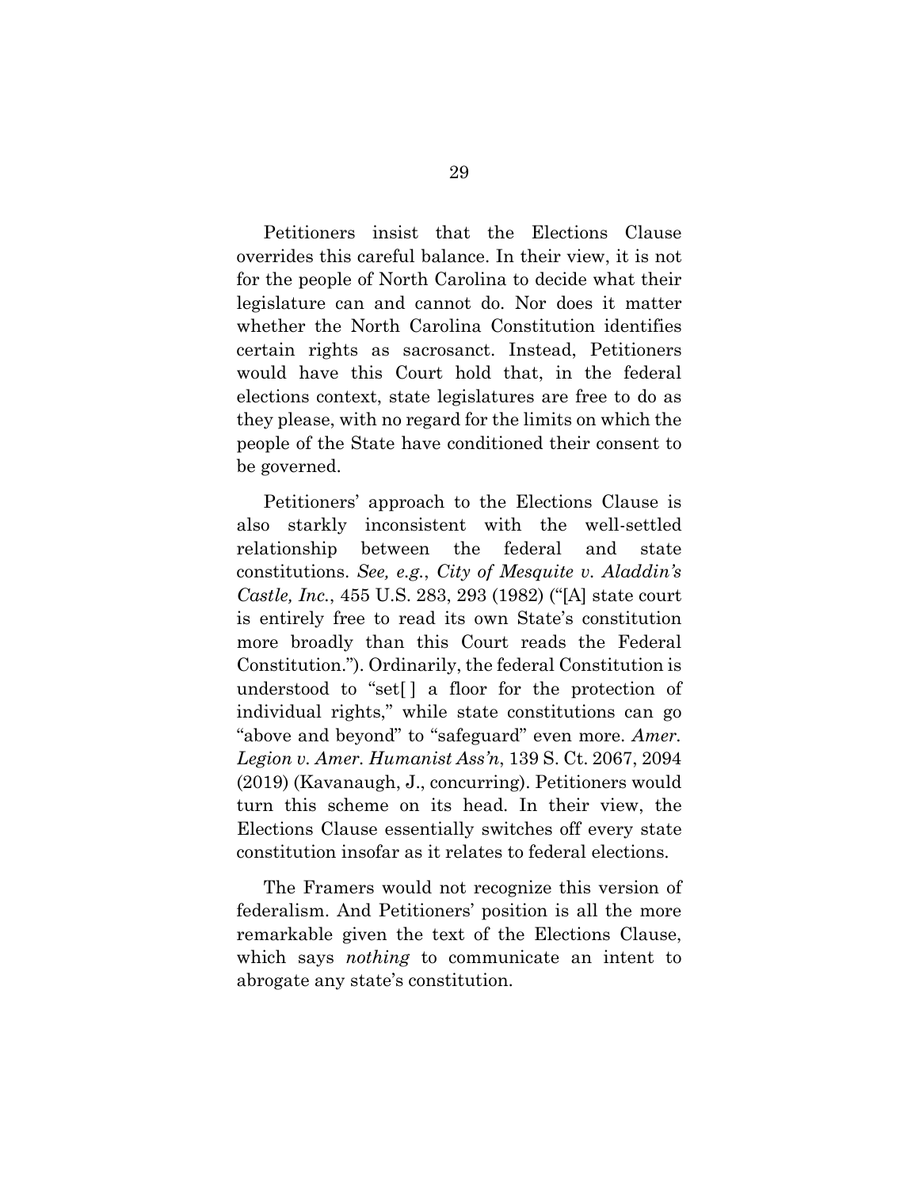Petitioners insist that the Elections Clause overrides this careful balance. In their view, it is not for the people of North Carolina to decide what their legislature can and cannot do. Nor does it matter whether the North Carolina Constitution identifies certain rights as sacrosanct. Instead, Petitioners would have this Court hold that, in the federal elections context, state legislatures are free to do as they please, with no regard for the limits on which the people of the State have conditioned their consent to be governed.

Petitioners' approach to the Elections Clause is also starkly inconsistent with the well-settled relationship between the federal and state constitutions. *See, e.g.*, *City of Mesquite v. Aladdin's Castle, Inc.*, 455 U.S. 283, 293 (1982) ("[A] state court is entirely free to read its own State's constitution more broadly than this Court reads the Federal Constitution."). Ordinarily, the federal Constitution is understood to "set[ ] a floor for the protection of individual rights," while state constitutions can go "above and beyond" to "safeguard" even more. *Amer. Legion v. Amer. Humanist Ass'n*, 139 S. Ct. 2067, 2094 (2019) (Kavanaugh, J., concurring). Petitioners would turn this scheme on its head. In their view, the Elections Clause essentially switches off every state constitution insofar as it relates to federal elections.

The Framers would not recognize this version of federalism. And Petitioners' position is all the more remarkable given the text of the Elections Clause, which says *nothing* to communicate an intent to abrogate any state's constitution.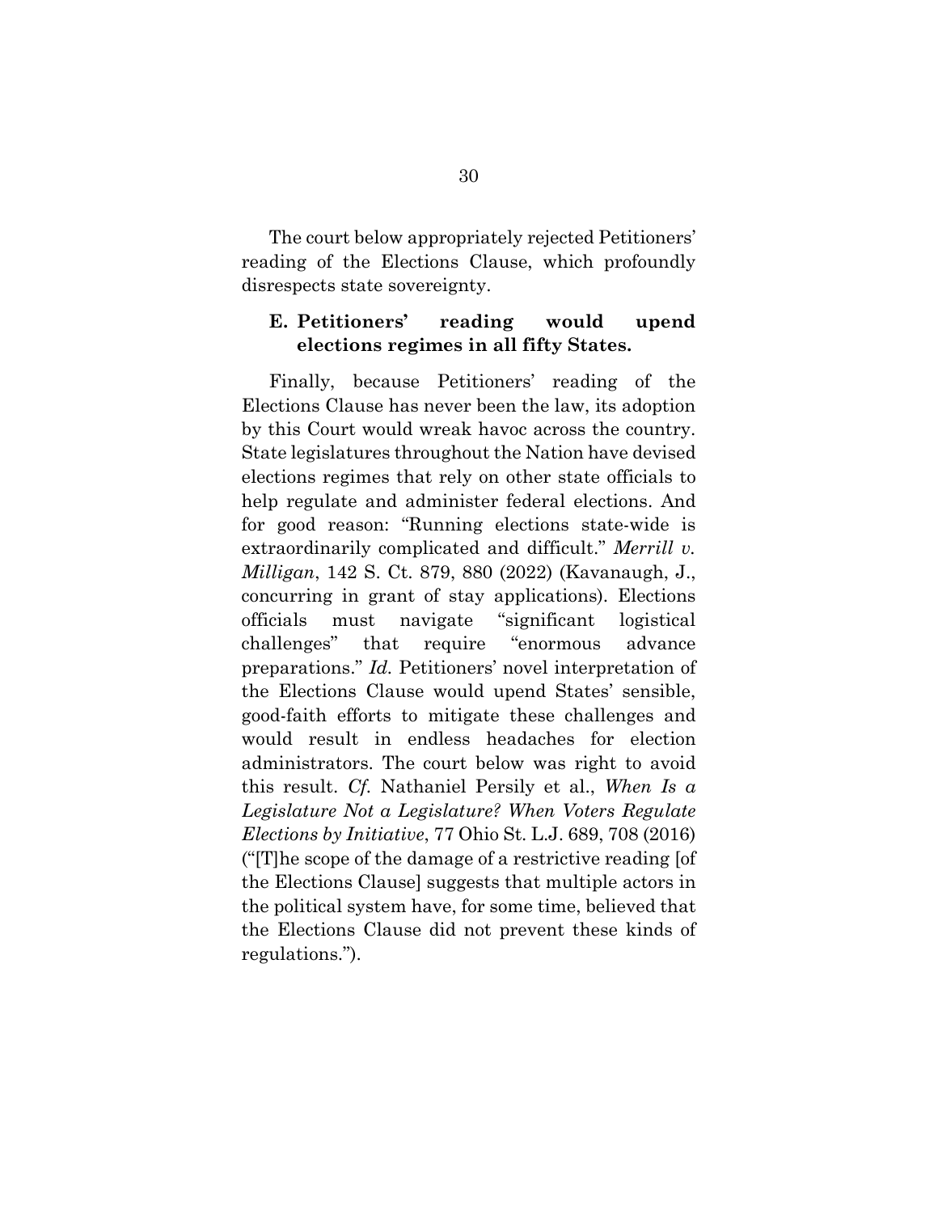The court below appropriately rejected Petitioners' reading of the Elections Clause, which profoundly disrespects state sovereignty.

### E. Petitioners' reading would upend elections regimes in all fifty States.

Finally, because Petitioners' reading of the Elections Clause has never been the law, its adoption by this Court would wreak havoc across the country. State legislatures throughout the Nation have devised elections regimes that rely on other state officials to help regulate and administer federal elections. And for good reason: "Running elections state-wide is extraordinarily complicated and difficult." *Merrill v. Milligan*, 142 S. Ct. 879, 880 (2022) (Kavanaugh, J., concurring in grant of stay applications). Elections officials must navigate "significant logistical challenges" that require "enormous advance preparations." *Id.* Petitioners' novel interpretation of the Elections Clause would upend States' sensible, good-faith efforts to mitigate these challenges and would result in endless headaches for election administrators. The court below was right to avoid this result. *Cf.* Nathaniel Persily et al., *When Is a Legislature Not a Legislature? When Voters Regulate Elections by Initiative*, 77 Ohio St. L.J. 689, 708 (2016) ("[T]he scope of the damage of a restrictive reading [of the Elections Clause] suggests that multiple actors in the political system have, for some time, believed that the Elections Clause did not prevent these kinds of regulations.").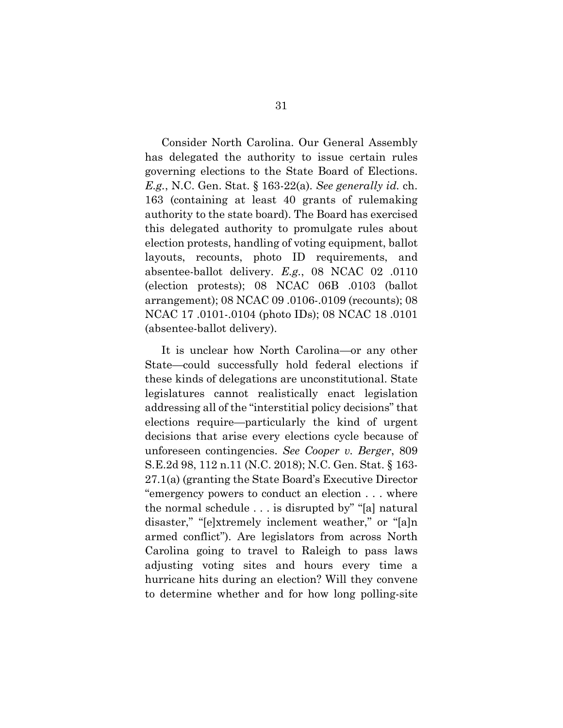Consider North Carolina. Our General Assembly has delegated the authority to issue certain rules governing elections to the State Board of Elections. *E.g.*, N.C. Gen. Stat. § 163-22(a). *See generally id.* ch. 163 (containing at least 40 grants of rulemaking authority to the state board). The Board has exercised this delegated authority to promulgate rules about election protests, handling of voting equipment, ballot layouts, recounts, photo ID requirements, and absentee-ballot delivery. *E.g.*, 08 NCAC 02 .0110 (election protests); 08 NCAC 06B .0103 (ballot arrangement); 08 NCAC 09 .0106-.0109 (recounts); 08 NCAC 17 .0101-.0104 (photo IDs); 08 NCAC 18 .0101 (absentee-ballot delivery).

It is unclear how North Carolina—or any other State—could successfully hold federal elections if these kinds of delegations are unconstitutional. State legislatures cannot realistically enact legislation addressing all of the "interstitial policy decisions" that elections require—particularly the kind of urgent decisions that arise every elections cycle because of unforeseen contingencies. *See Cooper v. Berger*, 809 S.E.2d 98, 112 n.11 (N.C. 2018); N.C. Gen. Stat. § 163-27.1(a) (granting the State Board's Executive Director "emergency powers to conduct an election . . . where the normal schedule . . . is disrupted by" "[a] natural disaster," "[e]xtremely inclement weather," or "[a]n armed conflict"). Are legislators from across North Carolina going to travel to Raleigh to pass laws adjusting voting sites and hours every time a hurricane hits during an election? Will they convene to determine whether and for how long polling-site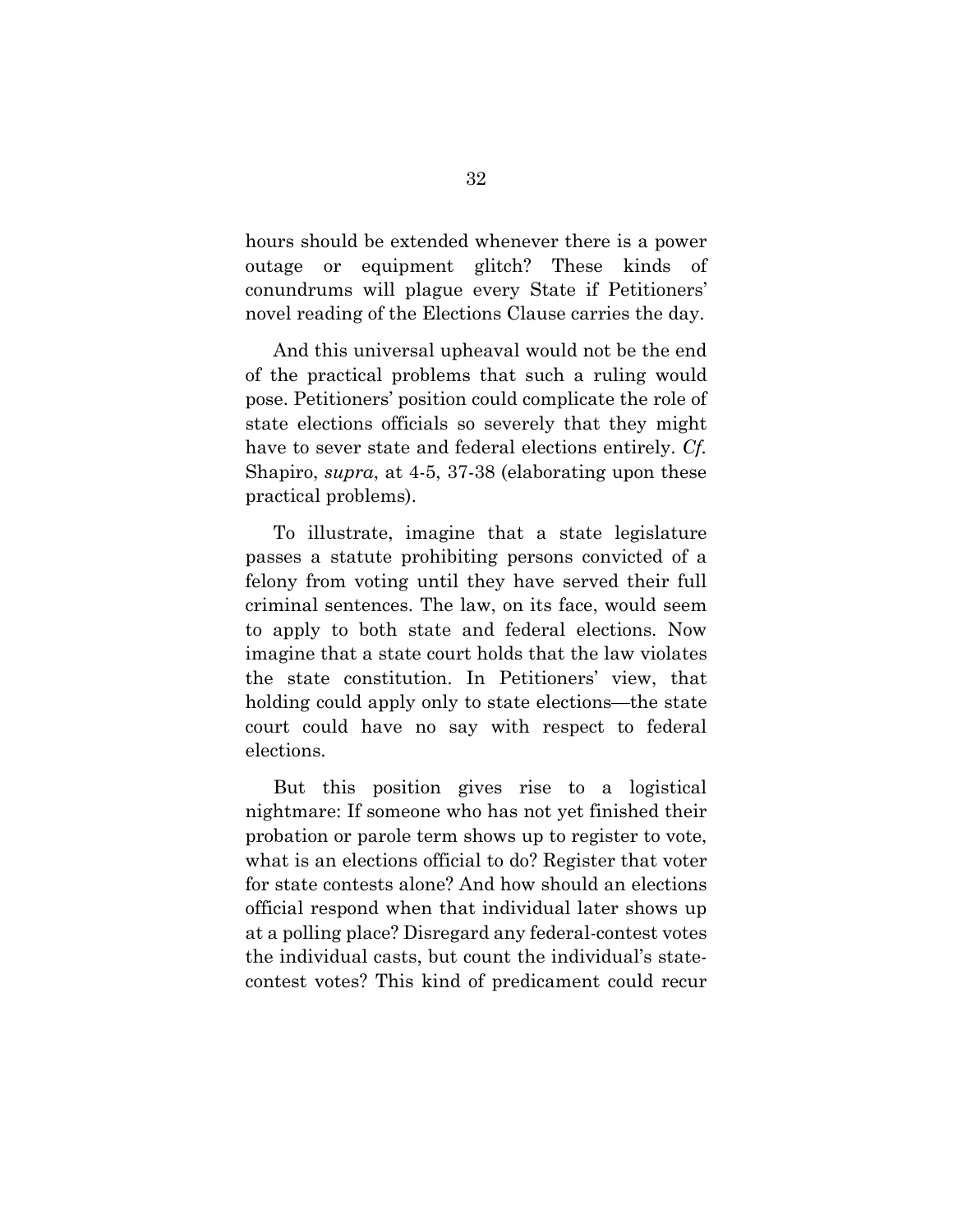hours should be extended whenever there is a power outage or equipment glitch? These kinds of conundrums will plague every State if Petitioners' novel reading of the Elections Clause carries the day.

And this universal upheaval would not be the end of the practical problems that such a ruling would pose. Petitioners' position could complicate the role of state elections officials so severely that they might have to sever state and federal elections entirely. *Cf.* Shapiro, *supra*, at 4-5, 37-38 (elaborating upon these practical problems).

To illustrate, imagine that a state legislature passes a statute prohibiting persons convicted of a felony from voting until they have served their full criminal sentences. The law, on its face, would seem to apply to both state and federal elections. Now imagine that a state court holds that the law violates the state constitution. In Petitioners' view, that holding could apply only to state elections—the state court could have no say with respect to federal elections.

But this position gives rise to a logistical nightmare: If someone who has not yet finished their probation or parole term shows up to register to vote, what is an elections official to do? Register that voter for state contests alone? And how should an elections official respond when that individual later shows up at a polling place? Disregard any federal-contest votes the individual casts, but count the individual's state-contest votes? This kind of predicament could recur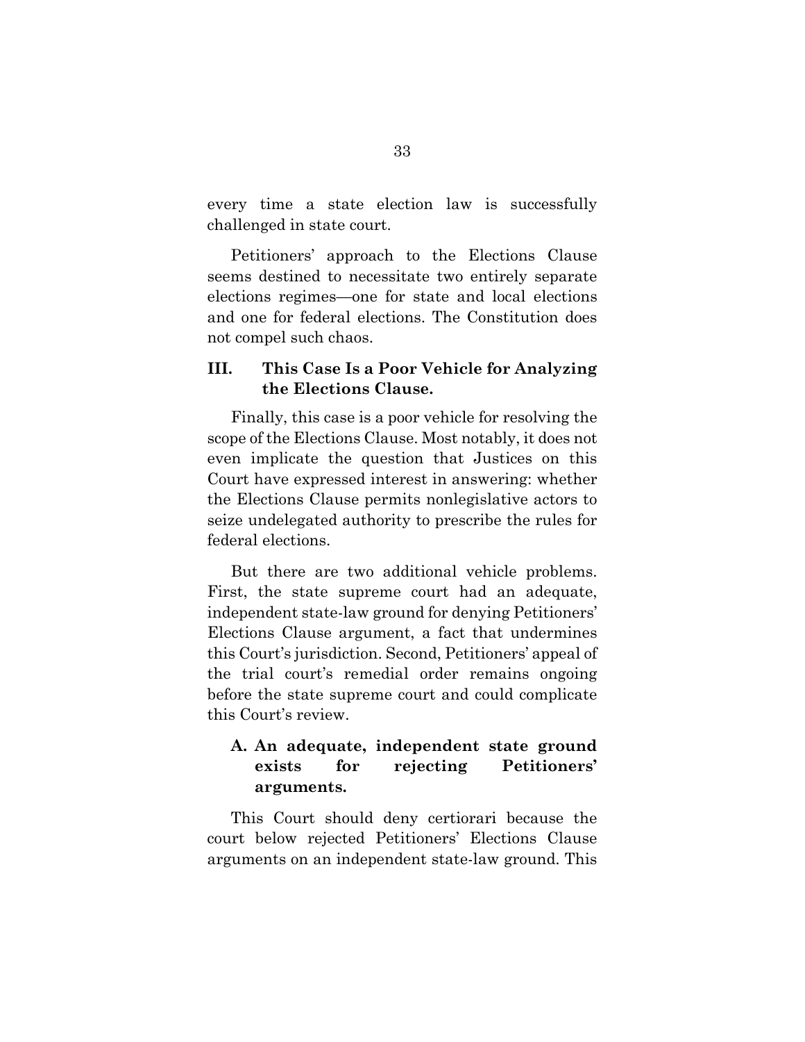every time a state election law is successfully challenged in state court.

Petitioners' approach to the Elections Clause seems destined to necessitate two entirely separate elections regimes—one for state and local elections and one for federal elections. The Constitution does not compel such chaos.

### III. This Case Is a Poor Vehicle for Analyzing the Elections Clause.

Finally, this case is a poor vehicle for resolving the scope of the Elections Clause. Most notably, it does not even implicate the question that Justices on this Court have expressed interest in answering: whether the Elections Clause permits nonlegislative actors to seize undelegated authority to prescribe the rules for federal elections.

But there are two additional vehicle problems. First, the state supreme court had an adequate, independent state-law ground for denying Petitioners' Elections Clause argument, a fact that undermines this Court's jurisdiction. Second, Petitioners' appeal of the trial court's remedial order remains ongoing before the state supreme court and could complicate this Court's review.

#### A. An adequate, independent state ground exists for rejecting Petitioners' arguments.

This Court should deny certiorari because the court below rejected Petitioners' Elections Clause arguments on an independent state-law ground. This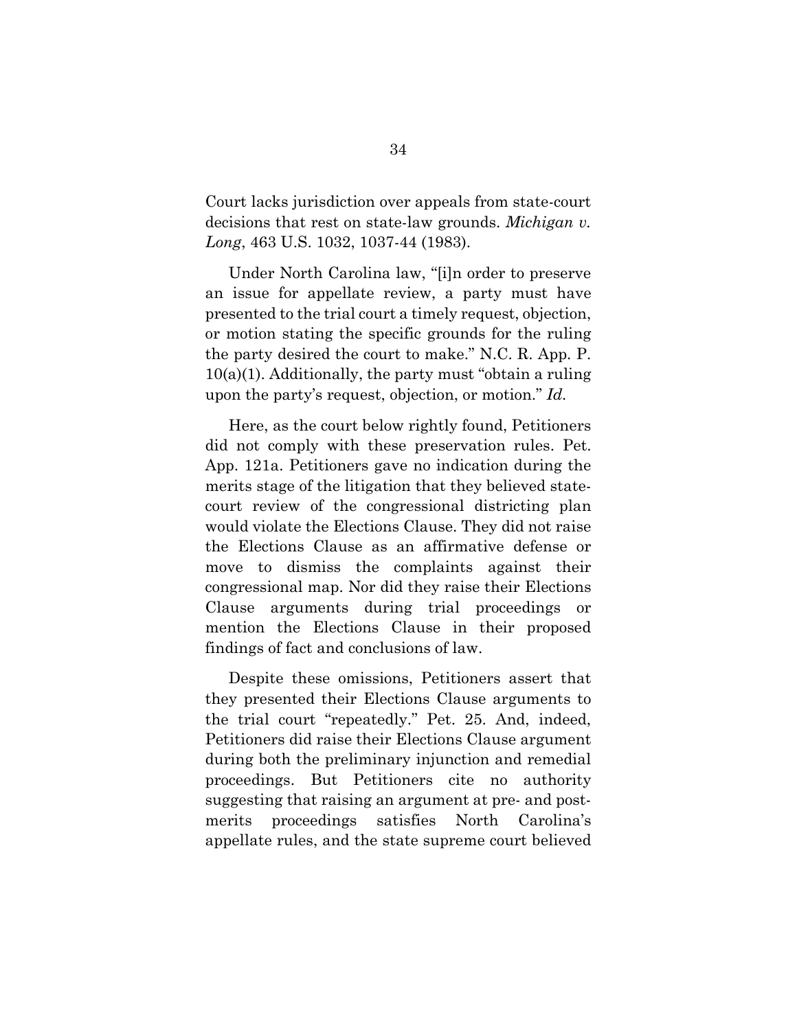Court lacks jurisdiction over appeals from state-court decisions that rest on state-law grounds. *Michigan v. Long*, 463 U.S. 1032, 1037-44 (1983).

Under North Carolina law, "[i]n order to preserve an issue for appellate review, a party must have presented to the trial court a timely request, objection, or motion stating the specific grounds for the ruling the party desired the court to make." N.C. R. App. P. 10(a)(1). Additionally, the party must "obtain a ruling upon the party's request, objection, or motion." *Id.*

Here, as the court below rightly found, Petitioners did not comply with these preservation rules. Pet. App. 121a. Petitioners gave no indication during the merits stage of the litigation that they believed state-court review of the congressional districting plan would violate the Elections Clause. They did not raise the Elections Clause as an affirmative defense or move to dismiss the complaints against their congressional map. Nor did they raise their Elections Clause arguments during trial proceedings or mention the Elections Clause in their proposed findings of fact and conclusions of law.

Despite these omissions, Petitioners assert that they presented their Elections Clause arguments to the trial court "repeatedly." Pet. 25. And, indeed, Petitioners did raise their Elections Clause argument during both the preliminary injunction and remedial proceedings. But Petitioners cite no authority suggesting that raising an argument at pre- and post-merits proceedings satisfies North Carolina's appellate rules, and the state supreme court believed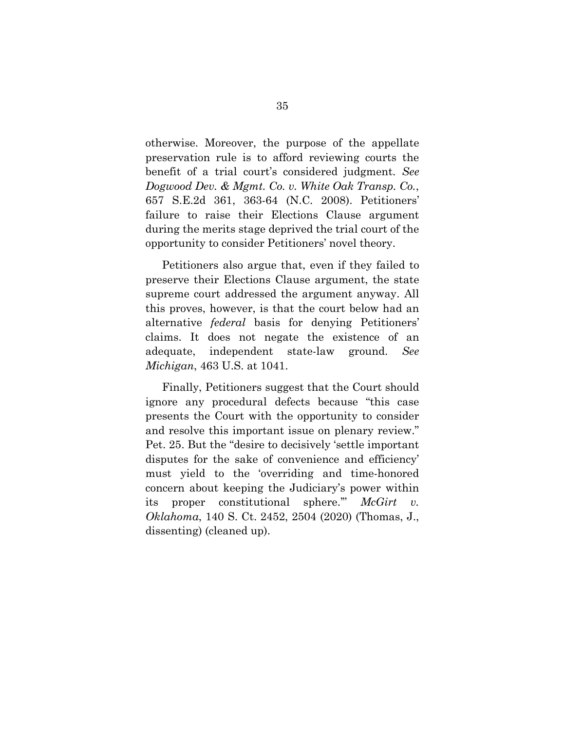otherwise. Moreover, the purpose of the appellate preservation rule is to afford reviewing courts the benefit of a trial court's considered judgment. *See Dogwood Dev. & Mgmt. Co. v. White Oak Transp. Co.*, 657 S.E.2d 361, 363-64 (N.C. 2008). Petitioners' failure to raise their Elections Clause argument during the merits stage deprived the trial court of the opportunity to consider Petitioners' novel theory.

Petitioners also argue that, even if they failed to preserve their Elections Clause argument, the state supreme court addressed the argument anyway. All this proves, however, is that the court below had an alternative *federal* basis for denying Petitioners' claims. It does not negate the existence of an adequate, independent state-law ground. *See Michigan*, 463 U.S. at 1041.

Finally, Petitioners suggest that the Court should ignore any procedural defects because "this case presents the Court with the opportunity to consider and resolve this important issue on plenary review." Pet. 25. But the "desire to decisively 'settle important disputes for the sake of convenience and efficiency' must yield to the 'overriding and time-honored concern about keeping the Judiciary's power within its proper constitutional sphere.'" *McGirt v. Oklahoma*, 140 S. Ct. 2452, 2504 (2020) (Thomas, J., dissenting) (cleaned up).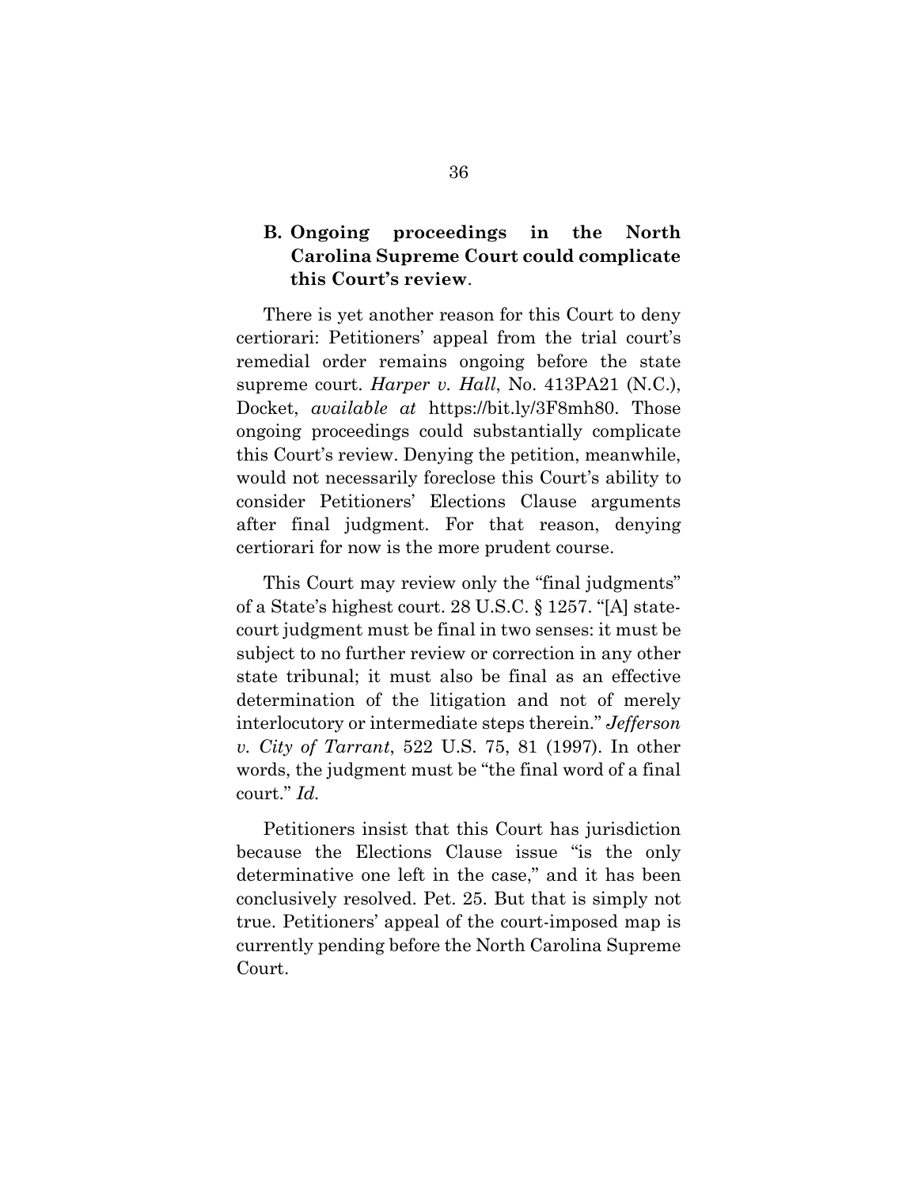### B. Ongoing proceedings in the North Carolina Supreme Court could complicate this Court's review.

There is yet another reason for this Court to deny certiorari: Petitioners' appeal from the trial court's remedial order remains ongoing before the state supreme court. *Harper v. Hall*, No. 413PA21 (N.C.), Docket, *available at* https://bit.ly/3F8mh80. Those ongoing proceedings could substantially complicate this Court's review. Denying the petition, meanwhile, would not necessarily foreclose this Court's ability to consider Petitioners' Elections Clause arguments after final judgment. For that reason, denying certiorari for now is the more prudent course.

This Court may review only the "final judgments" of a State's highest court. 28 U.S.C. § 1257. "[A] state-court judgment must be final in two senses: it must be subject to no further review or correction in any other state tribunal; it must also be final as an effective determination of the litigation and not of merely interlocutory or intermediate steps therein." *Jefferson v. City of Tarrant*, 522 U.S. 75, 81 (1997). In other words, the judgment must be "the final word of a final court." *Id.*

Petitioners insist that this Court has jurisdiction because the Elections Clause issue "is the only determinative one left in the case," and it has been conclusively resolved. Pet. 25. But that is simply not true. Petitioners' appeal of the court-imposed map is currently pending before the North Carolina Supreme Court.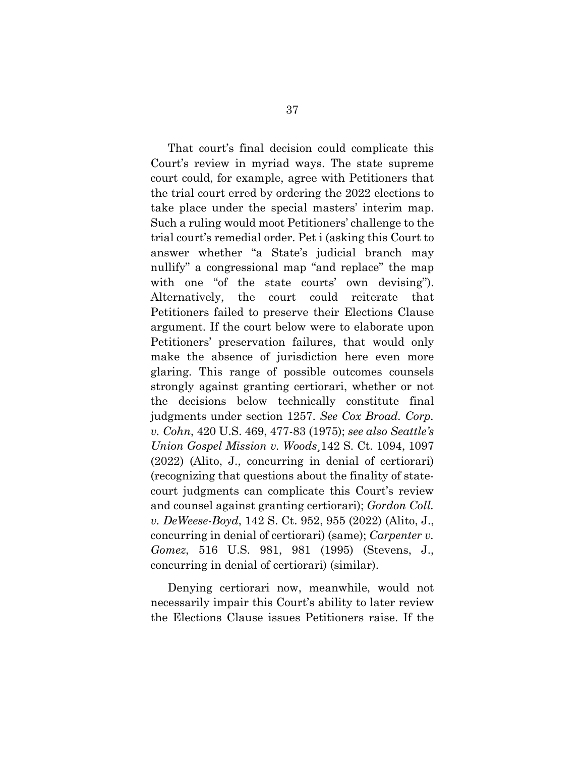That court's final decision could complicate this Court's review in myriad ways. The state supreme court could, for example, agree with Petitioners that the trial court erred by ordering the 2022 elections to take place under the special masters' interim map. Such a ruling would moot Petitioners' challenge to the trial court's remedial order. Pet i (asking this Court to answer whether "a State's judicial branch may nullify" a congressional map "and replace" the map with one "of the state courts' own devising"). Alternatively, the court could reiterate that Petitioners failed to preserve their Elections Clause argument. If the court below were to elaborate upon Petitioners' preservation failures, that would only make the absence of jurisdiction here even more glaring. This range of possible outcomes counsels strongly against granting certiorari, whether or not the decisions below technically constitute final judgments under section 1257. *See Cox Broad. Corp. v. Cohn*, 420 U.S. 469, 477-83 (1975); *see also Seattle's Union Gospel Mission v. Woods*¸142 S. Ct. 1094, 1097 (2022) (Alito, J., concurring in denial of certiorari) (recognizing that questions about the finality of state-court judgments can complicate this Court's review and counsel against granting certiorari); *Gordon Coll. v. DeWeese-Boyd*, 142 S. Ct. 952, 955 (2022) (Alito, J., concurring in denial of certiorari) (same); *Carpenter v. Gomez*, 516 U.S. 981, 981 (1995) (Stevens, J., concurring in denial of certiorari) (similar).

Denying certiorari now, meanwhile, would not necessarily impair this Court's ability to later review the Elections Clause issues Petitioners raise. If the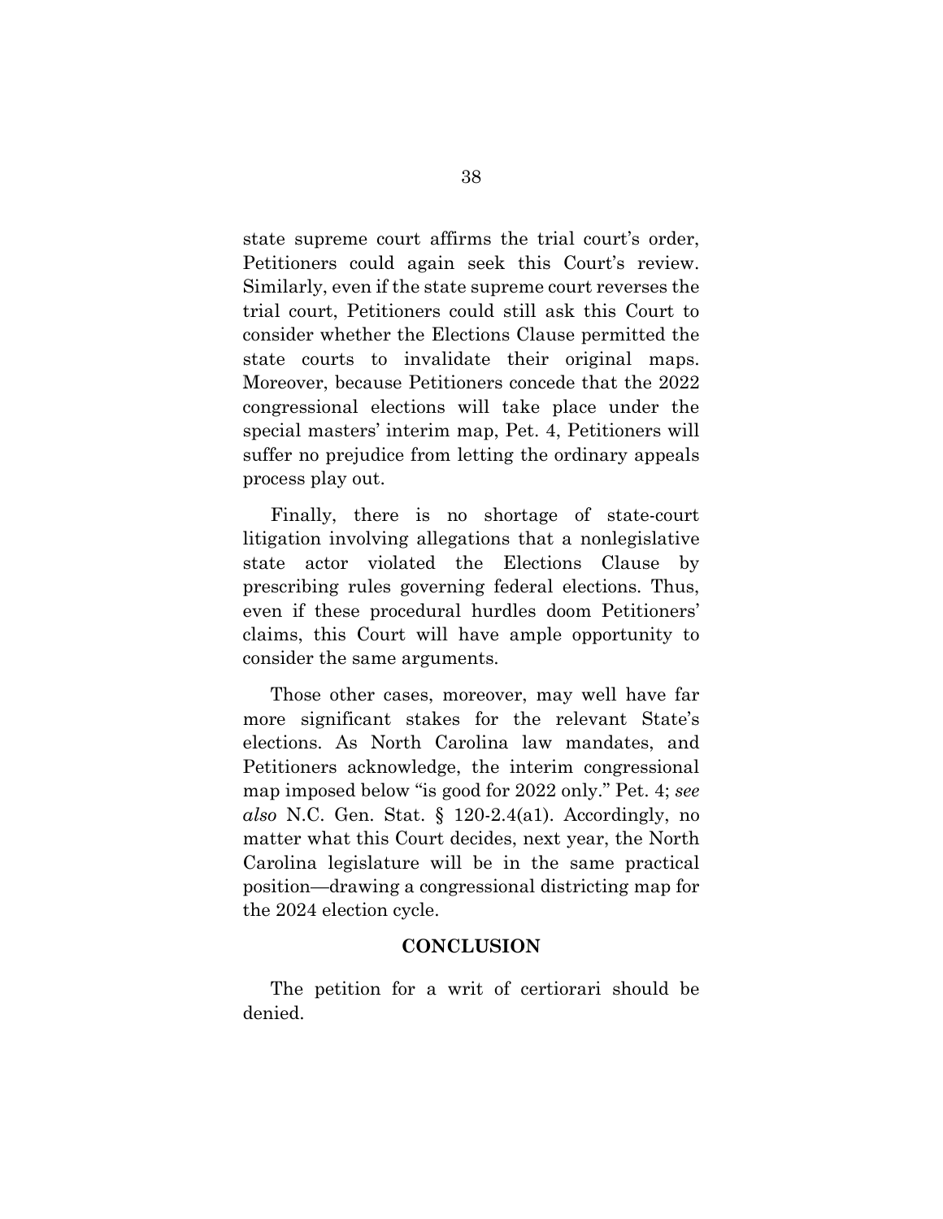state supreme court affirms the trial court's order, Petitioners could again seek this Court's review. Similarly, even if the state supreme court reverses the trial court, Petitioners could still ask this Court to consider whether the Elections Clause permitted the state courts to invalidate their original maps. Moreover, because Petitioners concede that the 2022 congressional elections will take place under the special masters' interim map, Pet. 4, Petitioners will suffer no prejudice from letting the ordinary appeals process play out.

Finally, there is no shortage of state-court litigation involving allegations that a nonlegislative state actor violated the Elections Clause by prescribing rules governing federal elections. Thus, even if these procedural hurdles doom Petitioners' claims, this Court will have ample opportunity to consider the same arguments.

Those other cases, moreover, may well have far more significant stakes for the relevant State's elections. As North Carolina law mandates, and Petitioners acknowledge, the interim congressional map imposed below "is good for 2022 only." Pet. 4; *see also* N.C. Gen. Stat. § 120-2.4(a1). Accordingly, no matter what this Court decides, next year, the North Carolina legislature will be in the same practical position—drawing a congressional districting map for the 2024 election cycle.

## CONCLUSION

The petition for a writ of certiorari should be denied.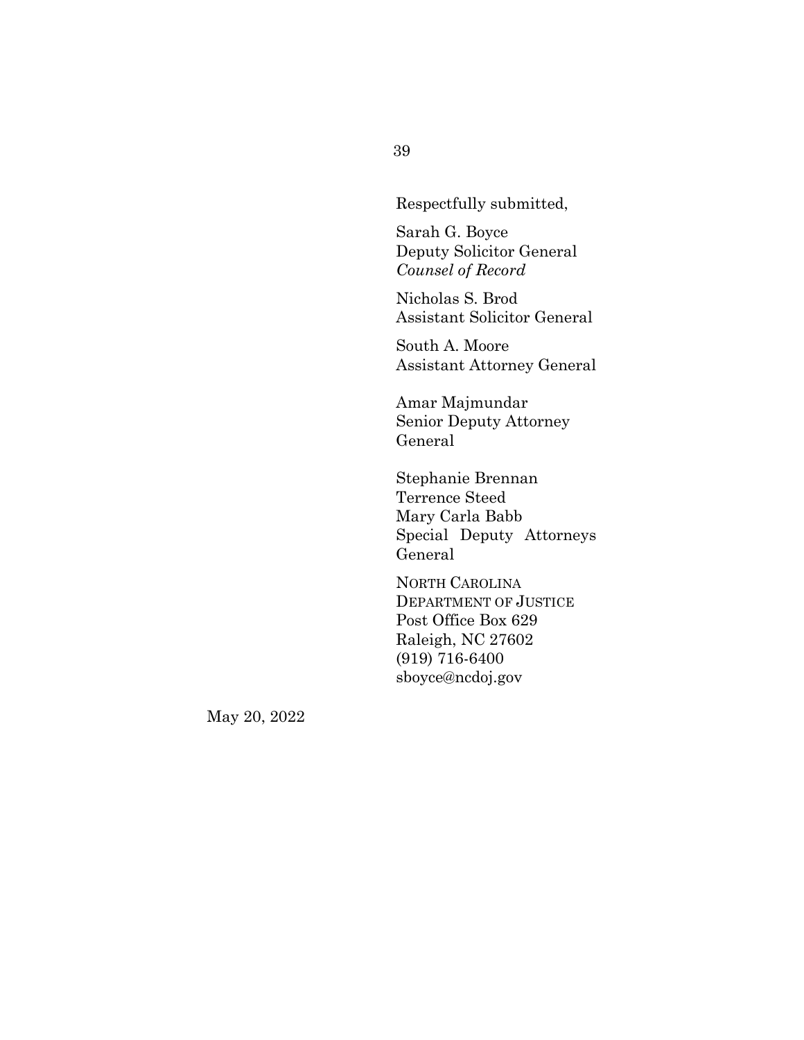Respectfully submitted,

Sarah G. Boyce
Deputy Solicitor General
*Counsel of Record*

Nicholas S. Brod
Assistant Solicitor General

South A. Moore
Assistant Attorney General

Amar Majmundar
Senior Deputy Attorney General

Stephanie Brennan
Terrence Steed
Mary Carla Babb
Special Deputy Attorneys General

NORTH CAROLINA DEPARTMENT OF JUSTICE
Post Office Box 629
Raleigh, NC 27602
(919) 716-6400
sboyce@ncdoj.gov

May 20, 2022